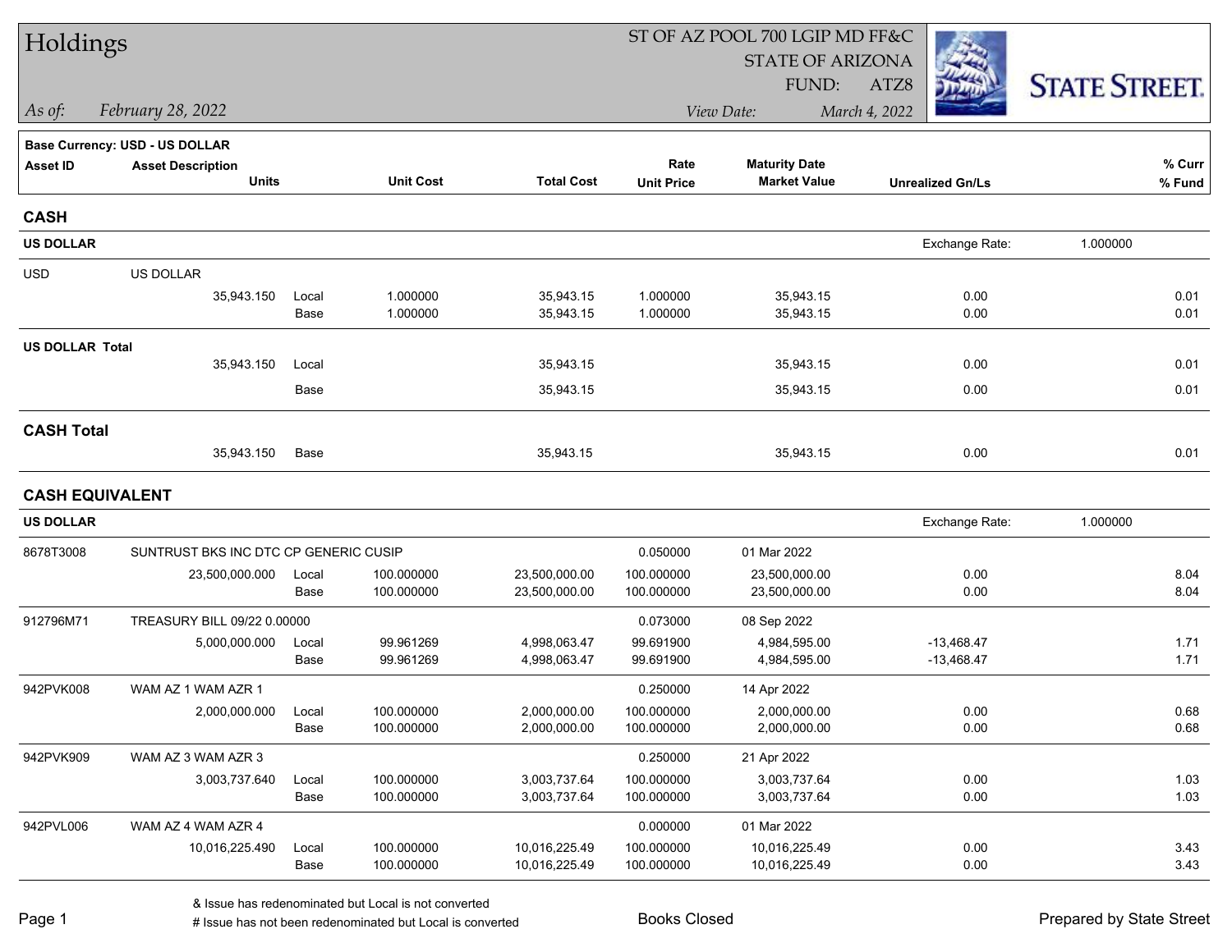# Holdings

*As of:* *February 28, 2022*

ST OF AZ POOL 700 LGIP MD FF&C
STATE OF ARIZONA
FUND: ATZ8

*View Date:* *March 4, 2022*

STATE STREET.

**Base Currency: USD - US DOLLAR**

| Asset ID | Asset Description / Units | | Unit Cost | Total Cost | Rate / Unit Price | Maturity Date / Market Value | Unrealized Gn/Ls | % Curr / % Fund |
|---|---|---|---|---|---|---|---|---|
| **CASH** | | | | | | | | |
| **US DOLLAR** | | | | | | | Exchange Rate: | 1.000000 |
| USD | US DOLLAR | | | | | | | |
| | 35,943.150 | Local | 1.000000 | 35,943.15 | 1.000000 | 35,943.15 | 0.00 | 0.01 |
| | | Base | 1.000000 | 35,943.15 | 1.000000 | 35,943.15 | 0.00 | 0.01 |
| **US DOLLAR Total** | | | | | | | | |
| | 35,943.150 | Local | | 35,943.15 | | 35,943.15 | 0.00 | 0.01 |
| | | Base | | 35,943.15 | | 35,943.15 | 0.00 | 0.01 |
| **CASH Total** | | | | | | | | |
| | 35,943.150 | Base | | 35,943.15 | | 35,943.15 | 0.00 | 0.01 |
| **CASH EQUIVALENT** | | | | | | | | |
| **US DOLLAR** | | | | | | | Exchange Rate: | 1.000000 |
| 8678T3008 | SUNTRUST BKS INC DTC CP GENERIC CUSIP | | | | 0.050000 | 01 Mar 2022 | | |
| | 23,500,000.000 | Local | 100.000000 | 23,500,000.00 | 100.000000 | 23,500,000.00 | 0.00 | 8.04 |
| | | Base | 100.000000 | 23,500,000.00 | 100.000000 | 23,500,000.00 | 0.00 | 8.04 |
| 912796M71 | TREASURY BILL 09/22 0.00000 | | | | 0.073000 | 08 Sep 2022 | | |
| | 5,000,000.000 | Local | 99.961269 | 4,998,063.47 | 99.691900 | 4,984,595.00 | -13,468.47 | 1.71 |
| | | Base | 99.961269 | 4,998,063.47 | 99.691900 | 4,984,595.00 | -13,468.47 | 1.71 |
| 942PVK008 | WAM AZ 1 WAM AZR 1 | | | | 0.250000 | 14 Apr 2022 | | |
| | 2,000,000.000 | Local | 100.000000 | 2,000,000.00 | 100.000000 | 2,000,000.00 | 0.00 | 0.68 |
| | | Base | 100.000000 | 2,000,000.00 | 100.000000 | 2,000,000.00 | 0.00 | 0.68 |
| 942PVK909 | WAM AZ 3 WAM AZR 3 | | | | 0.250000 | 21 Apr 2022 | | |
| | 3,003,737.640 | Local | 100.000000 | 3,003,737.64 | 100.000000 | 3,003,737.64 | 0.00 | 1.03 |
| | | Base | 100.000000 | 3,003,737.64 | 100.000000 | 3,003,737.64 | 0.00 | 1.03 |
| 942PVL006 | WAM AZ 4 WAM AZR 4 | | | | 0.000000 | 01 Mar 2022 | | |
| | 10,016,225.490 | Local | 100.000000 | 10,016,225.49 | 100.000000 | 10,016,225.49 | 0.00 | 3.43 |
| | | Base | 100.000000 | 10,016,225.49 | 100.000000 | 10,016,225.49 | 0.00 | 3.43 |

& Issue has redenominated but Local is not converted
# Issue has not been redenominated but Local is converted

Books Closed

Prepared by State Street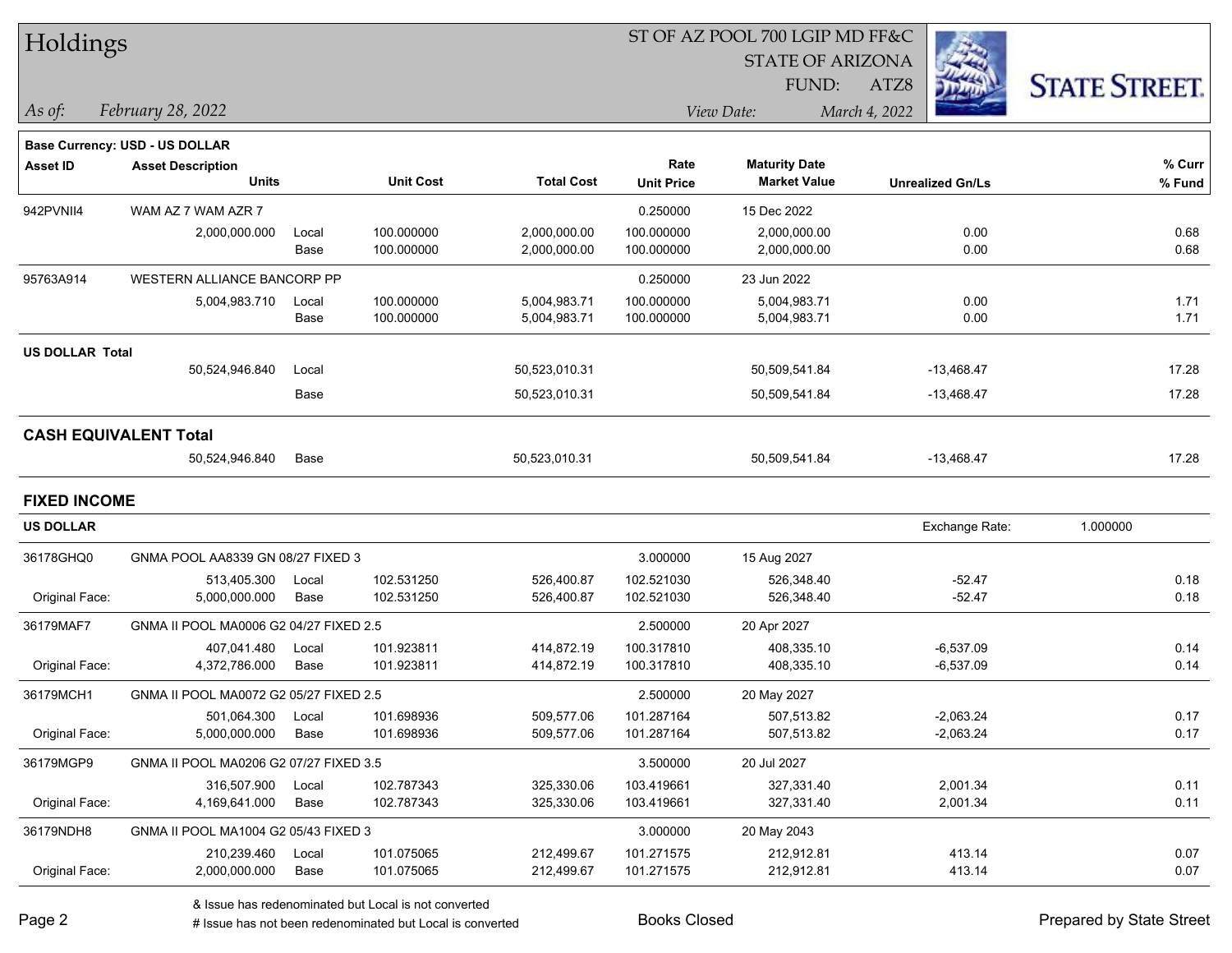# Holdings

ST OF AZ POOL 700 LGIP MD FF&C
STATE OF ARIZONA
FUND: ATZ8

*As of:* *February 28, 2022*
*View Date:* *March 4, 2022*

**Base Currency: USD - US DOLLAR**

| Asset ID | Asset Description / Units | | Unit Cost | Total Cost | Rate / Unit Price | Maturity Date / Market Value | Unrealized Gn/Ls | % Curr / % Fund |
|---|---|---|---|---|---|---|---|---|
| 942PVNII4 | WAM AZ 7 WAM AZR 7 | | | | 0.250000 | 15 Dec 2022 | | |
| | 2,000,000.000 | Local | 100.000000 | 2,000,000.00 | 100.000000 | 2,000,000.00 | 0.00 | 0.68 |
| | | Base | 100.000000 | 2,000,000.00 | 100.000000 | 2,000,000.00 | 0.00 | 0.68 |
| 95763A914 | WESTERN ALLIANCE BANCORP PP | | | | 0.250000 | 23 Jun 2022 | | |
| | 5,004,983.710 | Local | 100.000000 | 5,004,983.71 | 100.000000 | 5,004,983.71 | 0.00 | 1.71 |
| | | Base | 100.000000 | 5,004,983.71 | 100.000000 | 5,004,983.71 | 0.00 | 1.71 |
| **US DOLLAR Total** | | | | | | | | |
| | 50,524,946.840 | Local | | 50,523,010.31 | | 50,509,541.84 | -13,468.47 | 17.28 |
| | | Base | | 50,523,010.31 | | 50,509,541.84 | -13,468.47 | 17.28 |
| **CASH EQUIVALENT Total** | | | | | | | | |
| | 50,524,946.840 | Base | | 50,523,010.31 | | 50,509,541.84 | -13,468.47 | 17.28 |

## FIXED INCOME

**US DOLLAR** — Exchange Rate: 1.000000

| Asset ID | Asset Description / Units | | Unit Cost | Total Cost | Rate / Unit Price | Maturity Date / Market Value | Unrealized Gn/Ls | % Curr / % Fund |
|---|---|---|---|---|---|---|---|---|
| 36178GHQ0 | GNMA POOL AA8339 GN 08/27 FIXED 3 | | | | 3.000000 | 15 Aug 2027 | | |
| | 513,405.300 | Local | 102.531250 | 526,400.87 | 102.521030 | 526,348.40 | -52.47 | 0.18 |
| Original Face: | 5,000,000.000 | Base | 102.531250 | 526,400.87 | 102.521030 | 526,348.40 | -52.47 | 0.18 |
| 36179MAF7 | GNMA II POOL MA0006 G2 04/27 FIXED 2.5 | | | | 2.500000 | 20 Apr 2027 | | |
| | 407,041.480 | Local | 101.923811 | 414,872.19 | 100.317810 | 408,335.10 | -6,537.09 | 0.14 |
| Original Face: | 4,372,786.000 | Base | 101.923811 | 414,872.19 | 100.317810 | 408,335.10 | -6,537.09 | 0.14 |
| 36179MCH1 | GNMA II POOL MA0072 G2 05/27 FIXED 2.5 | | | | 2.500000 | 20 May 2027 | | |
| | 501,064.300 | Local | 101.698936 | 509,577.06 | 101.287164 | 507,513.82 | -2,063.24 | 0.17 |
| Original Face: | 5,000,000.000 | Base | 101.698936 | 509,577.06 | 101.287164 | 507,513.82 | -2,063.24 | 0.17 |
| 36179MGP9 | GNMA II POOL MA0206 G2 07/27 FIXED 3.5 | | | | 3.500000 | 20 Jul 2027 | | |
| | 316,507.900 | Local | 102.787343 | 325,330.06 | 103.419661 | 327,331.40 | 2,001.34 | 0.11 |
| Original Face: | 4,169,641.000 | Base | 102.787343 | 325,330.06 | 103.419661 | 327,331.40 | 2,001.34 | 0.11 |
| 36179NDH8 | GNMA II POOL MA1004 G2 05/43 FIXED 3 | | | | 3.000000 | 20 May 2043 | | |
| | 210,239.460 | Local | 101.075065 | 212,499.67 | 101.271575 | 212,912.81 | 413.14 | 0.07 |
| Original Face: | 2,000,000.000 | Base | 101.075065 | 212,499.67 | 101.271575 | 212,912.81 | 413.14 | 0.07 |

& Issue has redenominated but Local is not converted
# Issue has not been redenominated but Local is converted

Books Closed

Prepared by State Street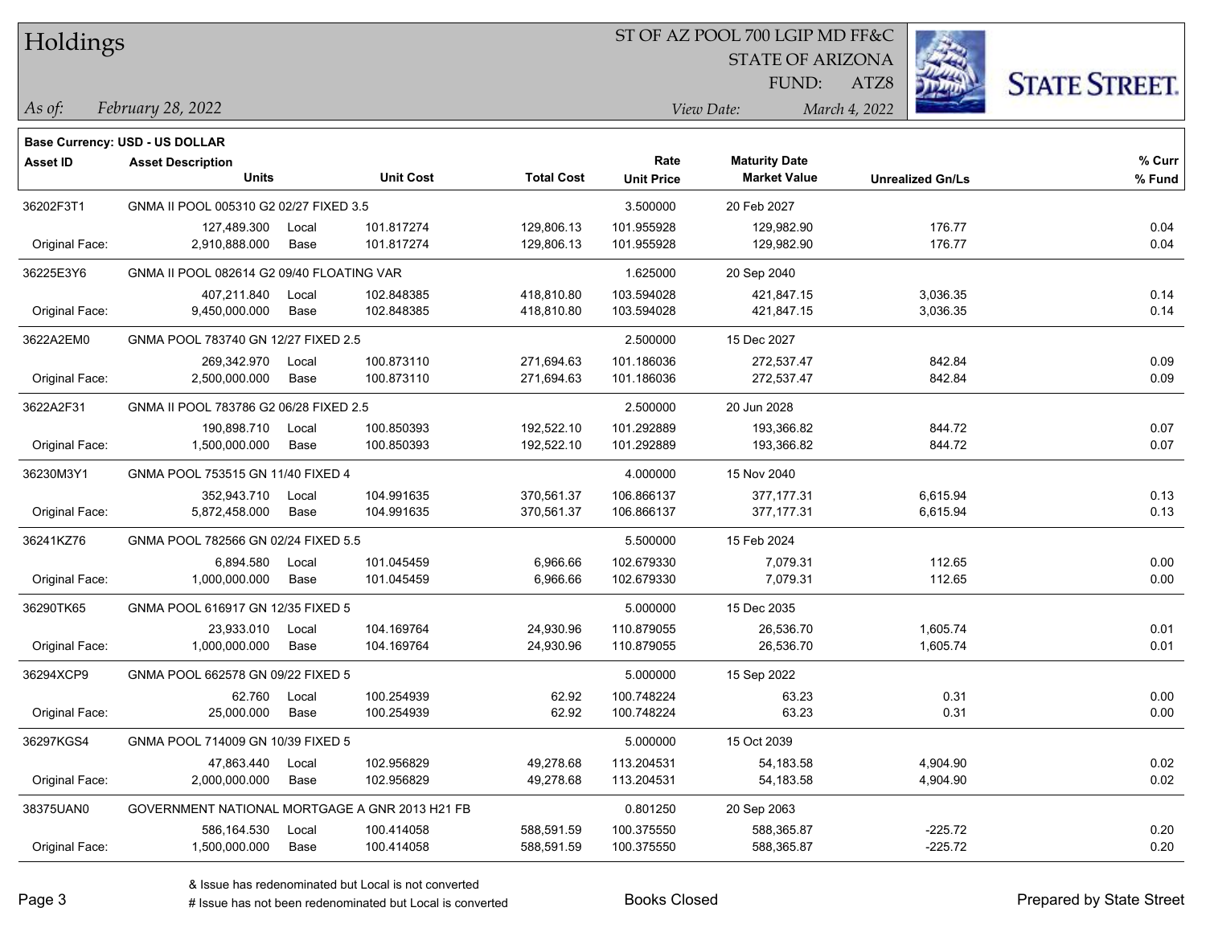# Holdings

ST OF AZ POOL 700 LGIP MD FF&C
STATE OF ARIZONA
FUND: ATZ8

*As of:* *February 28, 2022*
*View Date:* *March 4, 2022*

**Base Currency: USD - US DOLLAR**

| Asset ID | Asset Description / Units | | Unit Cost | Total Cost | Rate / Unit Price | Maturity Date / Market Value | Unrealized Gn/Ls | % Curr / % Fund |
|---|---|---|---|---|---|---|---|---|
| 36202F3T1 | GNMA II POOL 005310 G2 02/27 FIXED 3.5 | | | | 3.500000 | 20 Feb 2027 | | |
| | 127,489.300 | Local | 101.817274 | 129,806.13 | 101.955928 | 129,982.90 | 176.77 | 0.04 |
| Original Face: | 2,910,888.000 | Base | 101.817274 | 129,806.13 | 101.955928 | 129,982.90 | 176.77 | 0.04 |
| 36225E3Y6 | GNMA II POOL 082614 G2 09/40 FLOATING VAR | | | | 1.625000 | 20 Sep 2040 | | |
| | 407,211.840 | Local | 102.848385 | 418,810.80 | 103.594028 | 421,847.15 | 3,036.35 | 0.14 |
| Original Face: | 9,450,000.000 | Base | 102.848385 | 418,810.80 | 103.594028 | 421,847.15 | 3,036.35 | 0.14 |
| 3622A2EM0 | GNMA POOL 783740 GN 12/27 FIXED 2.5 | | | | 2.500000 | 15 Dec 2027 | | |
| | 269,342.970 | Local | 100.873110 | 271,694.63 | 101.186036 | 272,537.47 | 842.84 | 0.09 |
| Original Face: | 2,500,000.000 | Base | 100.873110 | 271,694.63 | 101.186036 | 272,537.47 | 842.84 | 0.09 |
| 3622A2F31 | GNMA II POOL 783786 G2 06/28 FIXED 2.5 | | | | 2.500000 | 20 Jun 2028 | | |
| | 190,898.710 | Local | 100.850393 | 192,522.10 | 101.292889 | 193,366.82 | 844.72 | 0.07 |
| Original Face: | 1,500,000.000 | Base | 100.850393 | 192,522.10 | 101.292889 | 193,366.82 | 844.72 | 0.07 |
| 36230M3Y1 | GNMA POOL 753515 GN 11/40 FIXED 4 | | | | 4.000000 | 15 Nov 2040 | | |
| | 352,943.710 | Local | 104.991635 | 370,561.37 | 106.866137 | 377,177.31 | 6,615.94 | 0.13 |
| Original Face: | 5,872,458.000 | Base | 104.991635 | 370,561.37 | 106.866137 | 377,177.31 | 6,615.94 | 0.13 |
| 36241KZ76 | GNMA POOL 782566 GN 02/24 FIXED 5.5 | | | | 5.500000 | 15 Feb 2024 | | |
| | 6,894.580 | Local | 101.045459 | 6,966.66 | 102.679330 | 7,079.31 | 112.65 | 0.00 |
| Original Face: | 1,000,000.000 | Base | 101.045459 | 6,966.66 | 102.679330 | 7,079.31 | 112.65 | 0.00 |
| 36290TK65 | GNMA POOL 616917 GN 12/35 FIXED 5 | | | | 5.000000 | 15 Dec 2035 | | |
| | 23,933.010 | Local | 104.169764 | 24,930.96 | 110.879055 | 26,536.70 | 1,605.74 | 0.01 |
| Original Face: | 1,000,000.000 | Base | 104.169764 | 24,930.96 | 110.879055 | 26,536.70 | 1,605.74 | 0.01 |
| 36294XCP9 | GNMA POOL 662578 GN 09/22 FIXED 5 | | | | 5.000000 | 15 Sep 2022 | | |
| | 62.760 | Local | 100.254939 | 62.92 | 100.748224 | 63.23 | 0.31 | 0.00 |
| Original Face: | 25,000.000 | Base | 100.254939 | 62.92 | 100.748224 | 63.23 | 0.31 | 0.00 |
| 36297KGS4 | GNMA POOL 714009 GN 10/39 FIXED 5 | | | | 5.000000 | 15 Oct 2039 | | |
| | 47,863.440 | Local | 102.956829 | 49,278.68 | 113.204531 | 54,183.58 | 4,904.90 | 0.02 |
| Original Face: | 2,000,000.000 | Base | 102.956829 | 49,278.68 | 113.204531 | 54,183.58 | 4,904.90 | 0.02 |
| 38375UAN0 | GOVERNMENT NATIONAL MORTGAGE A GNR 2013 H21 FB | | | | 0.801250 | 20 Sep 2063 | | |
| | 586,164.530 | Local | 100.414058 | 588,591.59 | 100.375550 | 588,365.87 | -225.72 | 0.20 |
| Original Face: | 1,500,000.000 | Base | 100.414058 | 588,591.59 | 100.375550 | 588,365.87 | -225.72 | 0.20 |

& Issue has redenominated but Local is not converted
# Issue has not been redenominated but Local is converted

Books Closed

Prepared by State Street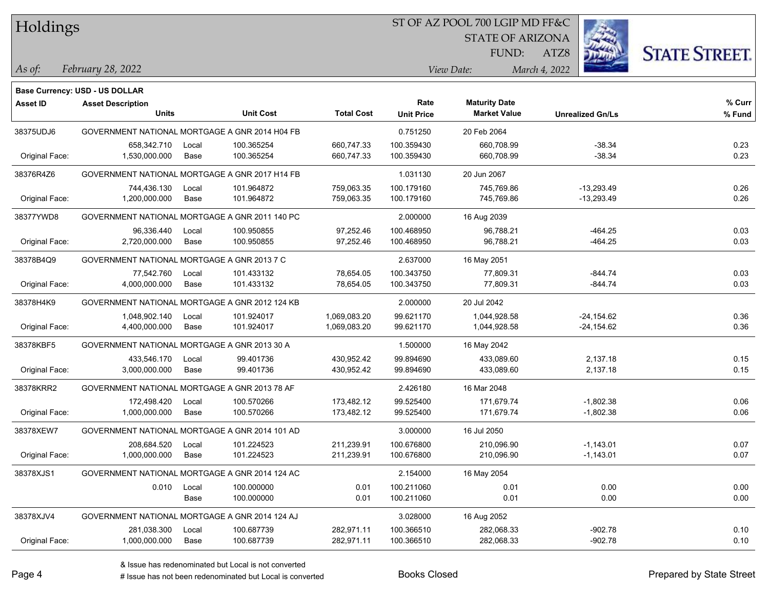**Base Currency: USD - US DOLLAR**

| Asset ID | Asset Description / Units | | Unit Cost | Total Cost | Rate / Unit Price | Maturity Date / Market Value | Unrealized Gn/Ls | % Curr / % Fund |
|---|---|---|---|---|---|---|---|---|
| 38375UDJ6 | GOVERNMENT NATIONAL MORTGAGE A GNR 2014 H04 FB | | | | 0.751250 | 20 Feb 2064 | | |
| | 658,342.710 | Local | 100.365254 | 660,747.33 | 100.359430 | 660,708.99 | -38.34 | 0.23 |
| Original Face: | 1,530,000.000 | Base | 100.365254 | 660,747.33 | 100.359430 | 660,708.99 | -38.34 | 0.23 |
| 38376R4Z6 | GOVERNMENT NATIONAL MORTGAGE A GNR 2017 H14 FB | | | | 1.031130 | 20 Jun 2067 | | |
| | 744,436.130 | Local | 101.964872 | 759,063.35 | 100.179160 | 745,769.86 | -13,293.49 | 0.26 |
| Original Face: | 1,200,000.000 | Base | 101.964872 | 759,063.35 | 100.179160 | 745,769.86 | -13,293.49 | 0.26 |
| 38377YWD8 | GOVERNMENT NATIONAL MORTGAGE A GNR 2011 140 PC | | | | 2.000000 | 16 Aug 2039 | | |
| | 96,336.440 | Local | 100.950855 | 97,252.46 | 100.468950 | 96,788.21 | -464.25 | 0.03 |
| Original Face: | 2,720,000.000 | Base | 100.950855 | 97,252.46 | 100.468950 | 96,788.21 | -464.25 | 0.03 |
| 38378B4Q9 | GOVERNMENT NATIONAL MORTGAGE A GNR 2013 7 C | | | | 2.637000 | 16 May 2051 | | |
| | 77,542.760 | Local | 101.433132 | 78,654.05 | 100.343750 | 77,809.31 | -844.74 | 0.03 |
| Original Face: | 4,000,000.000 | Base | 101.433132 | 78,654.05 | 100.343750 | 77,809.31 | -844.74 | 0.03 |
| 38378H4K9 | GOVERNMENT NATIONAL MORTGAGE A GNR 2012 124 KB | | | | 2.000000 | 20 Jul 2042 | | |
| | 1,048,902.140 | Local | 101.924017 | 1,069,083.20 | 99.621170 | 1,044,928.58 | -24,154.62 | 0.36 |
| Original Face: | 4,400,000.000 | Base | 101.924017 | 1,069,083.20 | 99.621170 | 1,044,928.58 | -24,154.62 | 0.36 |
| 38378KBF5 | GOVERNMENT NATIONAL MORTGAGE A GNR 2013 30 A | | | | 1.500000 | 16 May 2042 | | |
| | 433,546.170 | Local | 99.401736 | 430,952.42 | 99.894690 | 433,089.60 | 2,137.18 | 0.15 |
| Original Face: | 3,000,000.000 | Base | 99.401736 | 430,952.42 | 99.894690 | 433,089.60 | 2,137.18 | 0.15 |
| 38378KRR2 | GOVERNMENT NATIONAL MORTGAGE A GNR 2013 78 AF | | | | 2.426180 | 16 Mar 2048 | | |
| | 172,498.420 | Local | 100.570266 | 173,482.12 | 99.525400 | 171,679.74 | -1,802.38 | 0.06 |
| Original Face: | 1,000,000.000 | Base | 100.570266 | 173,482.12 | 99.525400 | 171,679.74 | -1,802.38 | 0.06 |
| 38378XEW7 | GOVERNMENT NATIONAL MORTGAGE A GNR 2014 101 AD | | | | 3.000000 | 16 Jul 2050 | | |
| | 208,684.520 | Local | 101.224523 | 211,239.91 | 100.676800 | 210,096.90 | -1,143.01 | 0.07 |
| Original Face: | 1,000,000.000 | Base | 101.224523 | 211,239.91 | 100.676800 | 210,096.90 | -1,143.01 | 0.07 |
| 38378XJS1 | GOVERNMENT NATIONAL MORTGAGE A GNR 2014 124 AC | | | | 2.154000 | 16 May 2054 | | |
| | 0.010 | Local | 100.000000 | 0.01 | 100.211060 | 0.01 | 0.00 | 0.00 |
| | | Base | 100.000000 | 0.01 | 100.211060 | 0.01 | 0.00 | 0.00 |
| 38378XJV4 | GOVERNMENT NATIONAL MORTGAGE A GNR 2014 124 AJ | | | | 3.028000 | 16 Aug 2052 | | |
| | 281,038.300 | Local | 100.687739 | 282,971.11 | 100.366510 | 282,068.33 | -902.78 | 0.10 |
| Original Face: | 1,000,000.000 | Base | 100.687739 | 282,971.11 | 100.366510 | 282,068.33 | -902.78 | 0.10 |

& Issue has redenominated but Local is not converted

# Issue has not been redenominated but Local is converted

Books Closed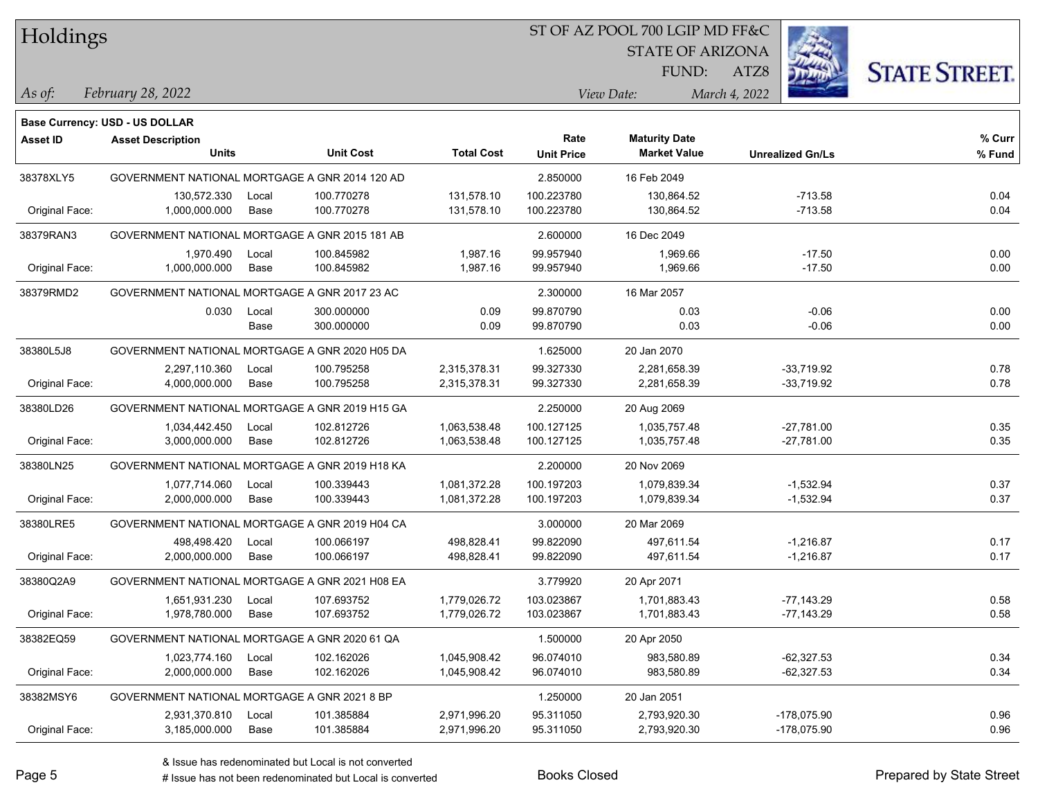# Holdings

ST OF AZ POOL 700 LGIP MD FF&C
STATE OF ARIZONA
FUND: ATZ8

*As of:* *February 28, 2022*
*View Date:* *March 4, 2022*

**Base Currency: USD - US DOLLAR**

| Asset ID | Asset Description / Units | | Unit Cost | Total Cost | Rate / Unit Price | Maturity Date / Market Value | Unrealized Gn/Ls | % Curr / % Fund |
|---|---|---|---|---|---|---|---|---|
| 38378XLY5 | GOVERNMENT NATIONAL MORTGAGE A GNR 2014 120 AD | | | | 2.850000 | 16 Feb 2049 | | |
| | 130,572.330 | Local | 100.770278 | 131,578.10 | 100.223780 | 130,864.52 | -713.58 | 0.04 |
| Original Face: | 1,000,000.000 | Base | 100.770278 | 131,578.10 | 100.223780 | 130,864.52 | -713.58 | 0.04 |
| 38379RAN3 | GOVERNMENT NATIONAL MORTGAGE A GNR 2015 181 AB | | | | 2.600000 | 16 Dec 2049 | | |
| | 1,970.490 | Local | 100.845982 | 1,987.16 | 99.957940 | 1,969.66 | -17.50 | 0.00 |
| Original Face: | 1,000,000.000 | Base | 100.845982 | 1,987.16 | 99.957940 | 1,969.66 | -17.50 | 0.00 |
| 38379RMD2 | GOVERNMENT NATIONAL MORTGAGE A GNR 2017 23 AC | | | | 2.300000 | 16 Mar 2057 | | |
| | 0.030 | Local | 300.000000 | 0.09 | 99.870790 | 0.03 | -0.06 | 0.00 |
| | | Base | 300.000000 | 0.09 | 99.870790 | 0.03 | -0.06 | 0.00 |
| 38380L5J8 | GOVERNMENT NATIONAL MORTGAGE A GNR 2020 H05 DA | | | | 1.625000 | 20 Jan 2070 | | |
| | 2,297,110.360 | Local | 100.795258 | 2,315,378.31 | 99.327330 | 2,281,658.39 | -33,719.92 | 0.78 |
| Original Face: | 4,000,000.000 | Base | 100.795258 | 2,315,378.31 | 99.327330 | 2,281,658.39 | -33,719.92 | 0.78 |
| 38380LD26 | GOVERNMENT NATIONAL MORTGAGE A GNR 2019 H15 GA | | | | 2.250000 | 20 Aug 2069 | | |
| | 1,034,442.450 | Local | 102.812726 | 1,063,538.48 | 100.127125 | 1,035,757.48 | -27,781.00 | 0.35 |
| Original Face: | 3,000,000.000 | Base | 102.812726 | 1,063,538.48 | 100.127125 | 1,035,757.48 | -27,781.00 | 0.35 |
| 38380LN25 | GOVERNMENT NATIONAL MORTGAGE A GNR 2019 H18 KA | | | | 2.200000 | 20 Nov 2069 | | |
| | 1,077,714.060 | Local | 100.339443 | 1,081,372.28 | 100.197203 | 1,079,839.34 | -1,532.94 | 0.37 |
| Original Face: | 2,000,000.000 | Base | 100.339443 | 1,081,372.28 | 100.197203 | 1,079,839.34 | -1,532.94 | 0.37 |
| 38380LRE5 | GOVERNMENT NATIONAL MORTGAGE A GNR 2019 H04 CA | | | | 3.000000 | 20 Mar 2069 | | |
| | 498,498.420 | Local | 100.066197 | 498,828.41 | 99.822090 | 497,611.54 | -1,216.87 | 0.17 |
| Original Face: | 2,000,000.000 | Base | 100.066197 | 498,828.41 | 99.822090 | 497,611.54 | -1,216.87 | 0.17 |
| 38380Q2A9 | GOVERNMENT NATIONAL MORTGAGE A GNR 2021 H08 EA | | | | 3.779920 | 20 Apr 2071 | | |
| | 1,651,931.230 | Local | 107.693752 | 1,779,026.72 | 103.023867 | 1,701,883.43 | -77,143.29 | 0.58 |
| Original Face: | 1,978,780.000 | Base | 107.693752 | 1,779,026.72 | 103.023867 | 1,701,883.43 | -77,143.29 | 0.58 |
| 38382EQ59 | GOVERNMENT NATIONAL MORTGAGE A GNR 2020 61 QA | | | | 1.500000 | 20 Apr 2050 | | |
| | 1,023,774.160 | Local | 102.162026 | 1,045,908.42 | 96.074010 | 983,580.89 | -62,327.53 | 0.34 |
| Original Face: | 2,000,000.000 | Base | 102.162026 | 1,045,908.42 | 96.074010 | 983,580.89 | -62,327.53 | 0.34 |
| 38382MSY6 | GOVERNMENT NATIONAL MORTGAGE A GNR 2021 8 BP | | | | 1.250000 | 20 Jan 2051 | | |
| | 2,931,370.810 | Local | 101.385884 | 2,971,996.20 | 95.311050 | 2,793,920.30 | -178,075.90 | 0.96 |
| Original Face: | 3,185,000.000 | Base | 101.385884 | 2,971,996.20 | 95.311050 | 2,793,920.30 | -178,075.90 | 0.96 |

& Issue has redenominated but Local is not converted
# Issue has not been redenominated but Local is converted

Books Closed

Prepared by State Street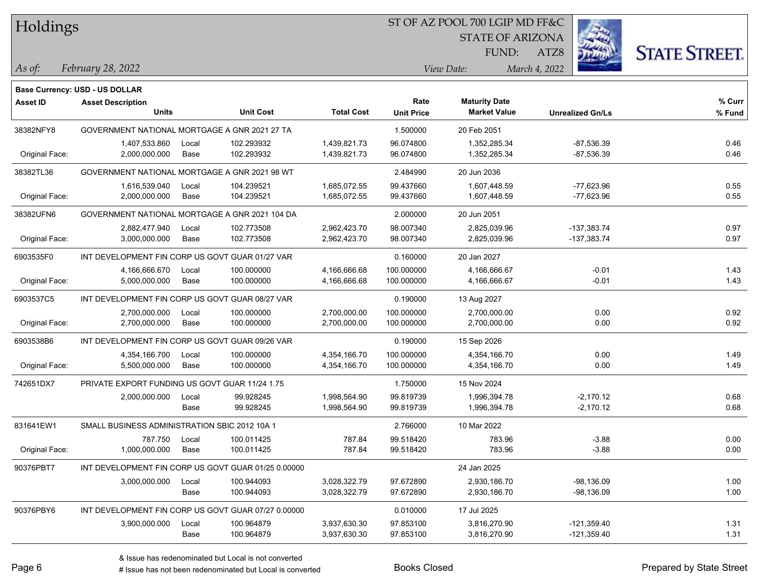# Holdings

ST OF AZ POOL 700 LGIP MD FF&C
STATE OF ARIZONA
FUND: ATZ8

*As of:* *February 28, 2022*

*View Date:* *March 4, 2022*

**Base Currency: USD - US DOLLAR**

| Asset ID | Asset Description / Units | | Unit Cost | Total Cost | Rate / Unit Price | Maturity Date / Market Value | Unrealized Gn/Ls | % Curr / % Fund |
|---|---|---|---|---|---|---|---|---|
| 38382NFY8 | GOVERNMENT NATIONAL MORTGAGE A GNR 2021 27 TA | | | | 1.500000 | 20 Feb 2051 | | |
| | 1,407,533.860 | Local | 102.293932 | 1,439,821.73 | 96.074800 | 1,352,285.34 | -87,536.39 | 0.46 |
| Original Face: | 2,000,000.000 | Base | 102.293932 | 1,439,821.73 | 96.074800 | 1,352,285.34 | -87,536.39 | 0.46 |
| 38382TL36 | GOVERNMENT NATIONAL MORTGAGE A GNR 2021 98 WT | | | | 2.484990 | 20 Jun 2036 | | |
| | 1,616,539.040 | Local | 104.239521 | 1,685,072.55 | 99.437660 | 1,607,448.59 | -77,623.96 | 0.55 |
| Original Face: | 2,000,000.000 | Base | 104.239521 | 1,685,072.55 | 99.437660 | 1,607,448.59 | -77,623.96 | 0.55 |
| 38382UFN6 | GOVERNMENT NATIONAL MORTGAGE A GNR 2021 104 DA | | | | 2.000000 | 20 Jun 2051 | | |
| | 2,882,477.940 | Local | 102.773508 | 2,962,423.70 | 98.007340 | 2,825,039.96 | -137,383.74 | 0.97 |
| Original Face: | 3,000,000.000 | Base | 102.773508 | 2,962,423.70 | 98.007340 | 2,825,039.96 | -137,383.74 | 0.97 |
| 6903535F0 | INT DEVELOPMENT FIN CORP US GOVT GUAR 01/27 VAR | | | | 0.160000 | 20 Jan 2027 | | |
| | 4,166,666.670 | Local | 100.000000 | 4,166,666.68 | 100.000000 | 4,166,666.67 | -0.01 | 1.43 |
| Original Face: | 5,000,000.000 | Base | 100.000000 | 4,166,666.68 | 100.000000 | 4,166,666.67 | -0.01 | 1.43 |
| 6903537C5 | INT DEVELOPMENT FIN CORP US GOVT GUAR 08/27 VAR | | | | 0.190000 | 13 Aug 2027 | | |
| | 2,700,000.000 | Local | 100.000000 | 2,700,000.00 | 100.000000 | 2,700,000.00 | 0.00 | 0.92 |
| Original Face: | 2,700,000.000 | Base | 100.000000 | 2,700,000.00 | 100.000000 | 2,700,000.00 | 0.00 | 0.92 |
| 6903538B6 | INT DEVELOPMENT FIN CORP US GOVT GUAR 09/26 VAR | | | | 0.190000 | 15 Sep 2026 | | |
| | 4,354,166.700 | Local | 100.000000 | 4,354,166.70 | 100.000000 | 4,354,166.70 | 0.00 | 1.49 |
| Original Face: | 5,500,000.000 | Base | 100.000000 | 4,354,166.70 | 100.000000 | 4,354,166.70 | 0.00 | 1.49 |
| 742651DX7 | PRIVATE EXPORT FUNDING US GOVT GUAR 11/24 1.75 | | | | 1.750000 | 15 Nov 2024 | | |
| | 2,000,000.000 | Local | 99.928245 | 1,998,564.90 | 99.819739 | 1,996,394.78 | -2,170.12 | 0.68 |
| | | Base | 99.928245 | 1,998,564.90 | 99.819739 | 1,996,394.78 | -2,170.12 | 0.68 |
| 831641EW1 | SMALL BUSINESS ADMINISTRATION SBIC 2012 10A 1 | | | | 2.766000 | 10 Mar 2022 | | |
| | 787.750 | Local | 100.011425 | 787.84 | 99.518420 | 783.96 | -3.88 | 0.00 |
| Original Face: | 1,000,000.000 | Base | 100.011425 | 787.84 | 99.518420 | 783.96 | -3.88 | 0.00 |
| 90376PBT7 | INT DEVELOPMENT FIN CORP US GOVT GUAR 01/25 0.00000 | | | | | 24 Jan 2025 | | |
| | 3,000,000.000 | Local | 100.944093 | 3,028,322.79 | 97.672890 | 2,930,186.70 | -98,136.09 | 1.00 |
| | | Base | 100.944093 | 3,028,322.79 | 97.672890 | 2,930,186.70 | -98,136.09 | 1.00 |
| 90376PBY6 | INT DEVELOPMENT FIN CORP US GOVT GUAR 07/27 0.00000 | | | | 0.010000 | 17 Jul 2025 | | |
| | 3,900,000.000 | Local | 100.964879 | 3,937,630.30 | 97.853100 | 3,816,270.90 | -121,359.40 | 1.31 |
| | | Base | 100.964879 | 3,937,630.30 | 97.853100 | 3,816,270.90 | -121,359.40 | 1.31 |

& Issue has redenominated but Local is not converted
# Issue has not been redenominated but Local is converted

Books Closed

Prepared by State Street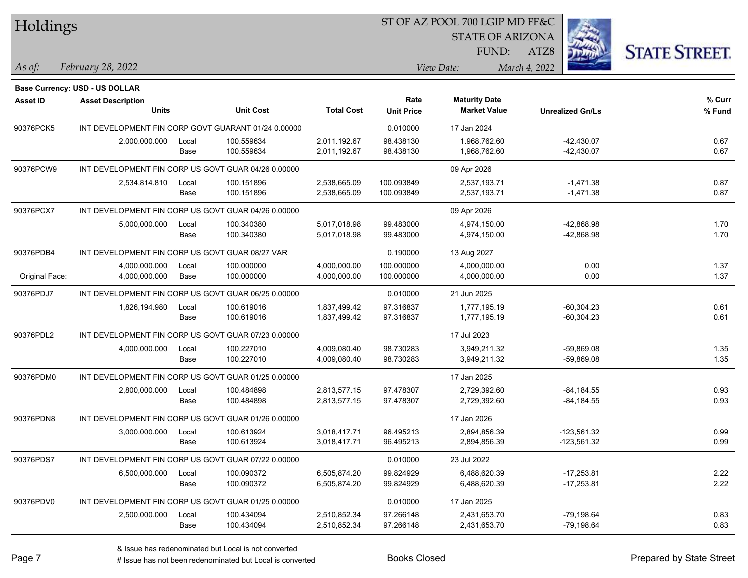# Holdings

ST OF AZ POOL 700 LGIP MD FF&C
STATE OF ARIZONA
FUND: ATZ8

*As of:* *February 28, 2022*

*View Date:* *March 4, 2022*

**Base Currency: USD - US DOLLAR**

| Asset ID | Asset Description / Units | | Unit Cost | Total Cost | Rate / Unit Price | Maturity Date / Market Value | Unrealized Gn/Ls | % Curr / % Fund |
|---|---|---|---|---|---|---|---|---|
| 90376PCK5 | INT DEVELOPMENT FIN CORP GOVT GUARANT 01/24 0.00000 | | | | 0.010000 | 17 Jan 2024 | | |
| | 2,000,000.000 | Local | 100.559634 | 2,011,192.67 | 98.438130 | 1,968,762.60 | -42,430.07 | 0.67 |
| | | Base | 100.559634 | 2,011,192.67 | 98.438130 | 1,968,762.60 | -42,430.07 | 0.67 |
| 90376PCW9 | INT DEVELOPMENT FIN CORP US GOVT GUAR 04/26 0.00000 | | | | | 09 Apr 2026 | | |
| | 2,534,814.810 | Local | 100.151896 | 2,538,665.09 | 100.093849 | 2,537,193.71 | -1,471.38 | 0.87 |
| | | Base | 100.151896 | 2,538,665.09 | 100.093849 | 2,537,193.71 | -1,471.38 | 0.87 |
| 90376PCX7 | INT DEVELOPMENT FIN CORP US GOVT GUAR 04/26 0.00000 | | | | | 09 Apr 2026 | | |
| | 5,000,000.000 | Local | 100.340380 | 5,017,018.98 | 99.483000 | 4,974,150.00 | -42,868.98 | 1.70 |
| | | Base | 100.340380 | 5,017,018.98 | 99.483000 | 4,974,150.00 | -42,868.98 | 1.70 |
| 90376PDB4 | INT DEVELOPMENT FIN CORP US GOVT GUAR 08/27 VAR | | | | 0.190000 | 13 Aug 2027 | | |
| | 4,000,000.000 | Local | 100.000000 | 4,000,000.00 | 100.000000 | 4,000,000.00 | 0.00 | 1.37 |
| Original Face: | 4,000,000.000 | Base | 100.000000 | 4,000,000.00 | 100.000000 | 4,000,000.00 | 0.00 | 1.37 |
| 90376PDJ7 | INT DEVELOPMENT FIN CORP US GOVT GUAR 06/25 0.00000 | | | | 0.010000 | 21 Jun 2025 | | |
| | 1,826,194.980 | Local | 100.619016 | 1,837,499.42 | 97.316837 | 1,777,195.19 | -60,304.23 | 0.61 |
| | | Base | 100.619016 | 1,837,499.42 | 97.316837 | 1,777,195.19 | -60,304.23 | 0.61 |
| 90376PDL2 | INT DEVELOPMENT FIN CORP US GOVT GUAR 07/23 0.00000 | | | | | 17 Jul 2023 | | |
| | 4,000,000.000 | Local | 100.227010 | 4,009,080.40 | 98.730283 | 3,949,211.32 | -59,869.08 | 1.35 |
| | | Base | 100.227010 | 4,009,080.40 | 98.730283 | 3,949,211.32 | -59,869.08 | 1.35 |
| 90376PDM0 | INT DEVELOPMENT FIN CORP US GOVT GUAR 01/25 0.00000 | | | | | 17 Jan 2025 | | |
| | 2,800,000.000 | Local | 100.484898 | 2,813,577.15 | 97.478307 | 2,729,392.60 | -84,184.55 | 0.93 |
| | | Base | 100.484898 | 2,813,577.15 | 97.478307 | 2,729,392.60 | -84,184.55 | 0.93 |
| 90376PDN8 | INT DEVELOPMENT FIN CORP US GOVT GUAR 01/26 0.00000 | | | | | 17 Jan 2026 | | |
| | 3,000,000.000 | Local | 100.613924 | 3,018,417.71 | 96.495213 | 2,894,856.39 | -123,561.32 | 0.99 |
| | | Base | 100.613924 | 3,018,417.71 | 96.495213 | 2,894,856.39 | -123,561.32 | 0.99 |
| 90376PDS7 | INT DEVELOPMENT FIN CORP US GOVT GUAR 07/22 0.00000 | | | | 0.010000 | 23 Jul 2022 | | |
| | 6,500,000.000 | Local | 100.090372 | 6,505,874.20 | 99.824929 | 6,488,620.39 | -17,253.81 | 2.22 |
| | | Base | 100.090372 | 6,505,874.20 | 99.824929 | 6,488,620.39 | -17,253.81 | 2.22 |
| 90376PDV0 | INT DEVELOPMENT FIN CORP US GOVT GUAR 01/25 0.00000 | | | | 0.010000 | 17 Jan 2025 | | |
| | 2,500,000.000 | Local | 100.434094 | 2,510,852.34 | 97.266148 | 2,431,653.70 | -79,198.64 | 0.83 |
| | | Base | 100.434094 | 2,510,852.34 | 97.266148 | 2,431,653.70 | -79,198.64 | 0.83 |

& Issue has redenominated but Local is not converted
# Issue has not been redenominated but Local is converted

Books Closed

Prepared by State Street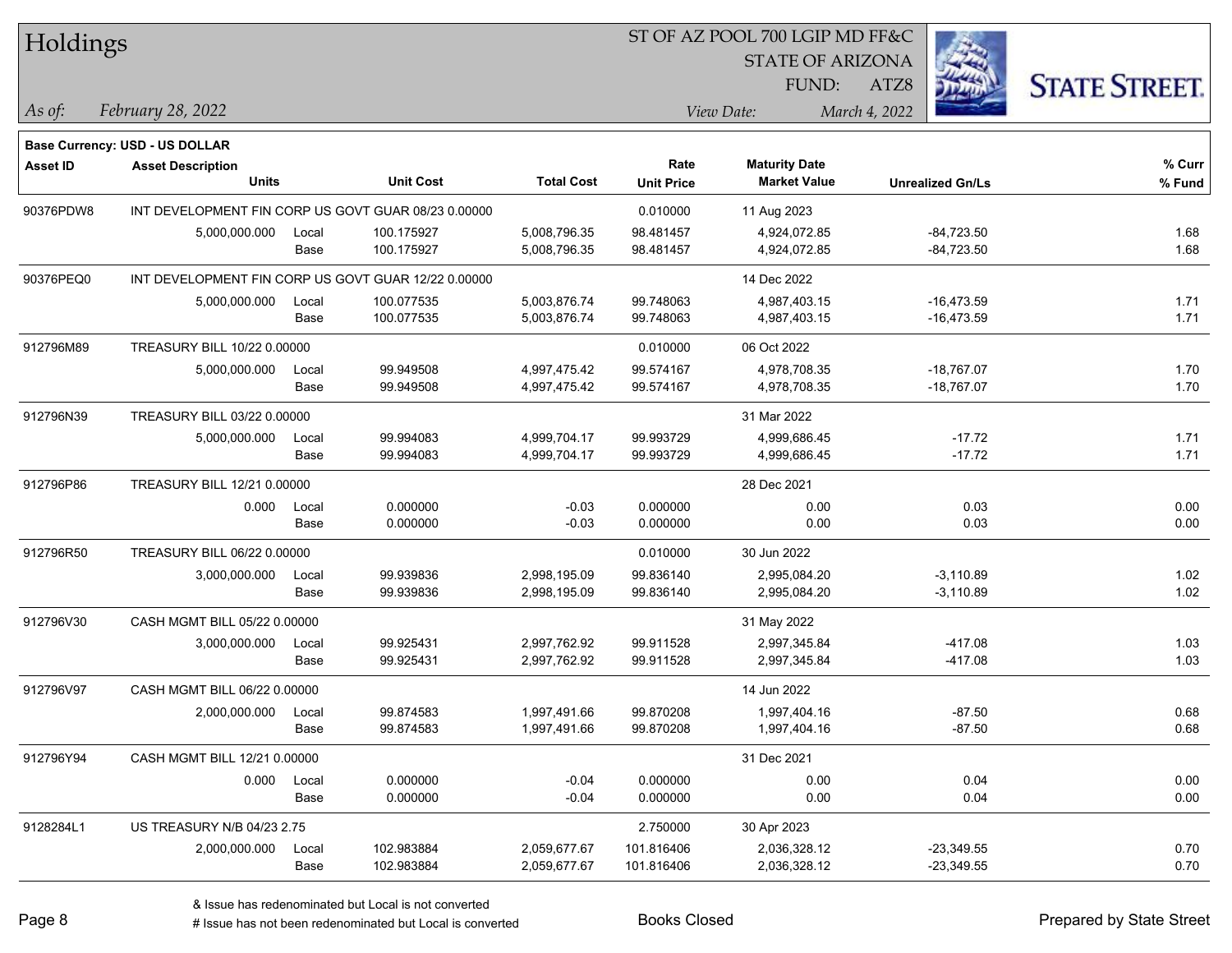# Holdings

ST OF AZ POOL 700 LGIP MD FF&C
STATE OF ARIZONA
FUND: ATZ8

*As of:* *February 28, 2022*

*View Date:* *March 4, 2022*

**Base Currency: USD - US DOLLAR**

| Asset ID | Asset Description / Units | | Unit Cost | Total Cost | Rate / Unit Price | Maturity Date / Market Value | Unrealized Gn/Ls | % Curr / % Fund |
|---|---|---|---|---|---|---|---|---|
| 90376PDW8 | INT DEVELOPMENT FIN CORP US GOVT GUAR 08/23 0.00000 | | | | 0.010000 | 11 Aug 2023 | | |
| | 5,000,000.000 | Local | 100.175927 | 5,008,796.35 | 98.481457 | 4,924,072.85 | -84,723.50 | 1.68 |
| | | Base | 100.175927 | 5,008,796.35 | 98.481457 | 4,924,072.85 | -84,723.50 | 1.68 |
| 90376PEQ0 | INT DEVELOPMENT FIN CORP US GOVT GUAR 12/22 0.00000 | | | | | 14 Dec 2022 | | |
| | 5,000,000.000 | Local | 100.077535 | 5,003,876.74 | 99.748063 | 4,987,403.15 | -16,473.59 | 1.71 |
| | | Base | 100.077535 | 5,003,876.74 | 99.748063 | 4,987,403.15 | -16,473.59 | 1.71 |
| 912796M89 | TREASURY BILL 10/22 0.00000 | | | | 0.010000 | 06 Oct 2022 | | |
| | 5,000,000.000 | Local | 99.949508 | 4,997,475.42 | 99.574167 | 4,978,708.35 | -18,767.07 | 1.70 |
| | | Base | 99.949508 | 4,997,475.42 | 99.574167 | 4,978,708.35 | -18,767.07 | 1.70 |
| 912796N39 | TREASURY BILL 03/22 0.00000 | | | | | 31 Mar 2022 | | |
| | 5,000,000.000 | Local | 99.994083 | 4,999,704.17 | 99.993729 | 4,999,686.45 | -17.72 | 1.71 |
| | | Base | 99.994083 | 4,999,704.17 | 99.993729 | 4,999,686.45 | -17.72 | 1.71 |
| 912796P86 | TREASURY BILL 12/21 0.00000 | | | | | 28 Dec 2021 | | |
| | 0.000 | Local | 0.000000 | -0.03 | 0.000000 | 0.00 | 0.03 | 0.00 |
| | | Base | 0.000000 | -0.03 | 0.000000 | 0.00 | 0.03 | 0.00 |
| 912796R50 | TREASURY BILL 06/22 0.00000 | | | | 0.010000 | 30 Jun 2022 | | |
| | 3,000,000.000 | Local | 99.939836 | 2,998,195.09 | 99.836140 | 2,995,084.20 | -3,110.89 | 1.02 |
| | | Base | 99.939836 | 2,998,195.09 | 99.836140 | 2,995,084.20 | -3,110.89 | 1.02 |
| 912796V30 | CASH MGMT BILL 05/22 0.00000 | | | | | 31 May 2022 | | |
| | 3,000,000.000 | Local | 99.925431 | 2,997,762.92 | 99.911528 | 2,997,345.84 | -417.08 | 1.03 |
| | | Base | 99.925431 | 2,997,762.92 | 99.911528 | 2,997,345.84 | -417.08 | 1.03 |
| 912796V97 | CASH MGMT BILL 06/22 0.00000 | | | | | 14 Jun 2022 | | |
| | 2,000,000.000 | Local | 99.874583 | 1,997,491.66 | 99.870208 | 1,997,404.16 | -87.50 | 0.68 |
| | | Base | 99.874583 | 1,997,491.66 | 99.870208 | 1,997,404.16 | -87.50 | 0.68 |
| 912796Y94 | CASH MGMT BILL 12/21 0.00000 | | | | | 31 Dec 2021 | | |
| | 0.000 | Local | 0.000000 | -0.04 | 0.000000 | 0.00 | 0.04 | 0.00 |
| | | Base | 0.000000 | -0.04 | 0.000000 | 0.00 | 0.04 | 0.00 |
| 9128284L1 | US TREASURY N/B 04/23 2.75 | | | | 2.750000 | 30 Apr 2023 | | |
| | 2,000,000.000 | Local | 102.983884 | 2,059,677.67 | 101.816406 | 2,036,328.12 | -23,349.55 | 0.70 |
| | | Base | 102.983884 | 2,059,677.67 | 101.816406 | 2,036,328.12 | -23,349.55 | 0.70 |

& Issue has redenominated but Local is not converted
# Issue has not been redenominated but Local is converted

Books Closed

Prepared by State Street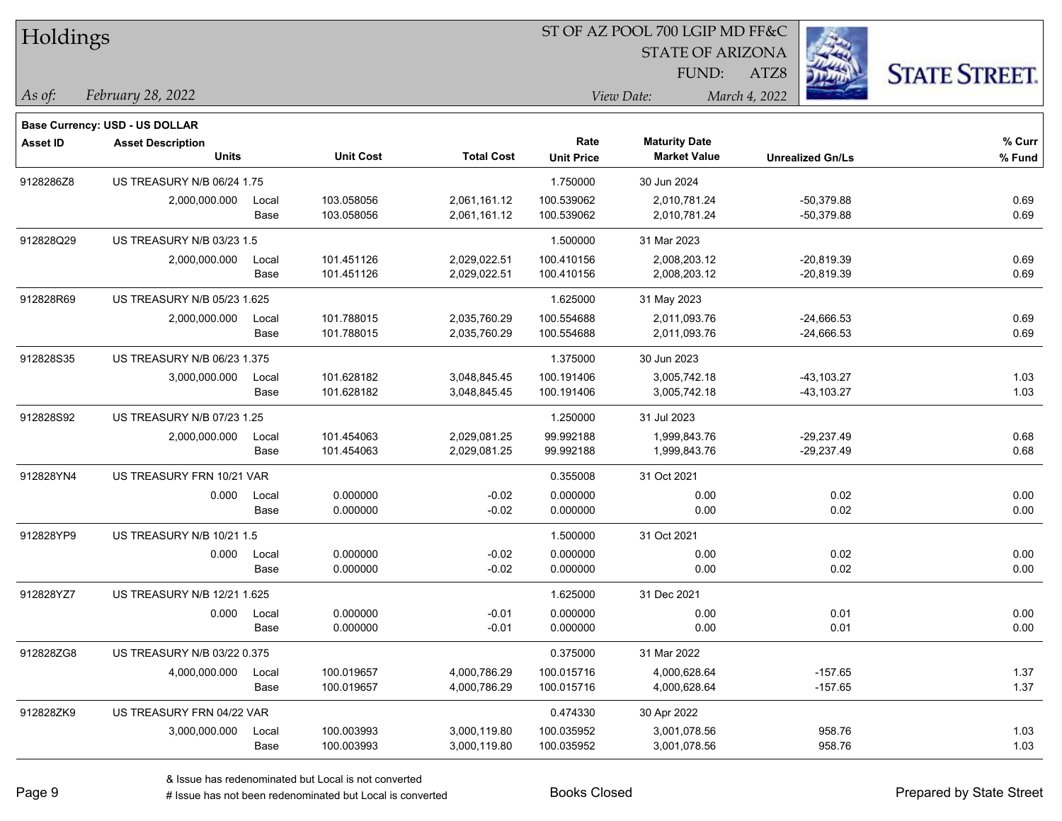# Holdings

ST OF AZ POOL 700 LGIP MD FF&C
STATE OF ARIZONA
FUND: ATZ8

*As of:* *February 28, 2022*

*View Date:* *March 4, 2022*

**Base Currency: USD - US DOLLAR**

| Asset ID | Asset Description / Units | | Unit Cost | Total Cost | Rate / Unit Price | Maturity Date / Market Value | Unrealized Gn/Ls | % Curr / % Fund |
|---|---|---|---|---|---|---|---|---|
| 912828 6Z8 | US TREASURY N/B 06/24 1.75 | | | | 1.750000 | 30 Jun 2024 | | |
| | 2,000,000.000 | Local | 103.058056 | 2,061,161.12 | 100.539062 | 2,010,781.24 | -50,379.88 | 0.69 |
| | | Base | 103.058056 | 2,061,161.12 | 100.539062 | 2,010,781.24 | -50,379.88 | 0.69 |
| 912828Q29 | US TREASURY N/B 03/23 1.5 | | | | 1.500000 | 31 Mar 2023 | | |
| | 2,000,000.000 | Local | 101.451126 | 2,029,022.51 | 100.410156 | 2,008,203.12 | -20,819.39 | 0.69 |
| | | Base | 101.451126 | 2,029,022.51 | 100.410156 | 2,008,203.12 | -20,819.39 | 0.69 |
| 912828R69 | US TREASURY N/B 05/23 1.625 | | | | 1.625000 | 31 May 2023 | | |
| | 2,000,000.000 | Local | 101.788015 | 2,035,760.29 | 100.554688 | 2,011,093.76 | -24,666.53 | 0.69 |
| | | Base | 101.788015 | 2,035,760.29 | 100.554688 | 2,011,093.76 | -24,666.53 | 0.69 |
| 912828S35 | US TREASURY N/B 06/23 1.375 | | | | 1.375000 | 30 Jun 2023 | | |
| | 3,000,000.000 | Local | 101.628182 | 3,048,845.45 | 100.191406 | 3,005,742.18 | -43,103.27 | 1.03 |
| | | Base | 101.628182 | 3,048,845.45 | 100.191406 | 3,005,742.18 | -43,103.27 | 1.03 |
| 912828S92 | US TREASURY N/B 07/23 1.25 | | | | 1.250000 | 31 Jul 2023 | | |
| | 2,000,000.000 | Local | 101.454063 | 2,029,081.25 | 99.992188 | 1,999,843.76 | -29,237.49 | 0.68 |
| | | Base | 101.454063 | 2,029,081.25 | 99.992188 | 1,999,843.76 | -29,237.49 | 0.68 |
| 912828YN4 | US TREASURY FRN 10/21 VAR | | | | 0.355008 | 31 Oct 2021 | | |
| | 0.000 | Local | 0.000000 | -0.02 | 0.000000 | 0.00 | 0.02 | 0.00 |
| | | Base | 0.000000 | -0.02 | 0.000000 | 0.00 | 0.02 | 0.00 |
| 912828YP9 | US TREASURY N/B 10/21 1.5 | | | | 1.500000 | 31 Oct 2021 | | |
| | 0.000 | Local | 0.000000 | -0.02 | 0.000000 | 0.00 | 0.02 | 0.00 |
| | | Base | 0.000000 | -0.02 | 0.000000 | 0.00 | 0.02 | 0.00 |
| 912828YZ7 | US TREASURY N/B 12/21 1.625 | | | | 1.625000 | 31 Dec 2021 | | |
| | 0.000 | Local | 0.000000 | -0.01 | 0.000000 | 0.00 | 0.01 | 0.00 |
| | | Base | 0.000000 | -0.01 | 0.000000 | 0.00 | 0.01 | 0.00 |
| 912828ZG8 | US TREASURY N/B 03/22 0.375 | | | | 0.375000 | 31 Mar 2022 | | |
| | 4,000,000.000 | Local | 100.019657 | 4,000,786.29 | 100.015716 | 4,000,628.64 | -157.65 | 1.37 |
| | | Base | 100.019657 | 4,000,786.29 | 100.015716 | 4,000,628.64 | -157.65 | 1.37 |
| 912828ZK9 | US TREASURY FRN 04/22 VAR | | | | 0.474330 | 30 Apr 2022 | | |
| | 3,000,000.000 | Local | 100.003993 | 3,000,119.80 | 100.035952 | 3,001,078.56 | 958.76 | 1.03 |
| | | Base | 100.003993 | 3,000,119.80 | 100.035952 | 3,001,078.56 | 958.76 | 1.03 |

& Issue has redenominated but Local is not converted
# Issue has not been redenominated but Local is converted

Books Closed

Prepared by State Street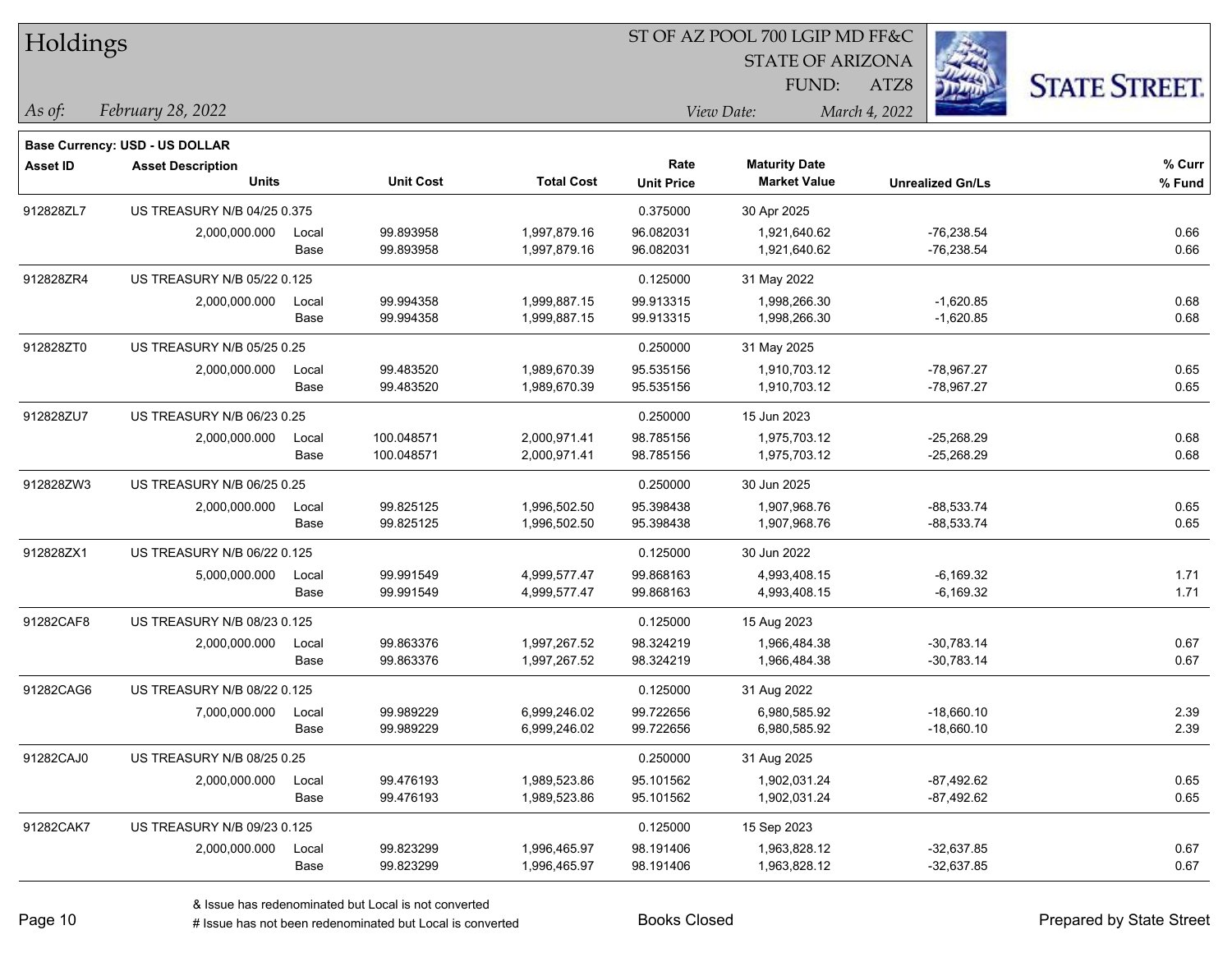# Holdings

ST OF AZ POOL 700 LGIP MD FF&C
STATE OF ARIZONA
FUND: ATZ8

*As of:* *February 28, 2022*

*View Date:* *March 4, 2022*

STATE STREET.

**Base Currency: USD - US DOLLAR**

| Asset ID | Asset Description / Units | | Unit Cost | Total Cost | Rate / Unit Price | Maturity Date / Market Value | Unrealized Gn/Ls | % Curr / % Fund |
|---|---|---|---|---|---|---|---|---|
| 912828ZL7 | US TREASURY N/B 04/25 0.375 | | | | 0.375000 | 30 Apr 2025 | | |
| | 2,000,000.000 | Local | 99.893958 | 1,997,879.16 | 96.082031 | 1,921,640.62 | -76,238.54 | 0.66 |
| | | Base | 99.893958 | 1,997,879.16 | 96.082031 | 1,921,640.62 | -76,238.54 | 0.66 |
| 912828ZR4 | US TREASURY N/B 05/22 0.125 | | | | 0.125000 | 31 May 2022 | | |
| | 2,000,000.000 | Local | 99.994358 | 1,999,887.15 | 99.913315 | 1,998,266.30 | -1,620.85 | 0.68 |
| | | Base | 99.994358 | 1,999,887.15 | 99.913315 | 1,998,266.30 | -1,620.85 | 0.68 |
| 912828ZT0 | US TREASURY N/B 05/25 0.25 | | | | 0.250000 | 31 May 2025 | | |
| | 2,000,000.000 | Local | 99.483520 | 1,989,670.39 | 95.535156 | 1,910,703.12 | -78,967.27 | 0.65 |
| | | Base | 99.483520 | 1,989,670.39 | 95.535156 | 1,910,703.12 | -78,967.27 | 0.65 |
| 912828ZU7 | US TREASURY N/B 06/23 0.25 | | | | 0.250000 | 15 Jun 2023 | | |
| | 2,000,000.000 | Local | 100.048571 | 2,000,971.41 | 98.785156 | 1,975,703.12 | -25,268.29 | 0.68 |
| | | Base | 100.048571 | 2,000,971.41 | 98.785156 | 1,975,703.12 | -25,268.29 | 0.68 |
| 912828ZW3 | US TREASURY N/B 06/25 0.25 | | | | 0.250000 | 30 Jun 2025 | | |
| | 2,000,000.000 | Local | 99.825125 | 1,996,502.50 | 95.398438 | 1,907,968.76 | -88,533.74 | 0.65 |
| | | Base | 99.825125 | 1,996,502.50 | 95.398438 | 1,907,968.76 | -88,533.74 | 0.65 |
| 912828ZX1 | US TREASURY N/B 06/22 0.125 | | | | 0.125000 | 30 Jun 2022 | | |
| | 5,000,000.000 | Local | 99.991549 | 4,999,577.47 | 99.868163 | 4,993,408.15 | -6,169.32 | 1.71 |
| | | Base | 99.991549 | 4,999,577.47 | 99.868163 | 4,993,408.15 | -6,169.32 | 1.71 |
| 91282CAF8 | US TREASURY N/B 08/23 0.125 | | | | 0.125000 | 15 Aug 2023 | | |
| | 2,000,000.000 | Local | 99.863376 | 1,997,267.52 | 98.324219 | 1,966,484.38 | -30,783.14 | 0.67 |
| | | Base | 99.863376 | 1,997,267.52 | 98.324219 | 1,966,484.38 | -30,783.14 | 0.67 |
| 91282CAG6 | US TREASURY N/B 08/22 0.125 | | | | 0.125000 | 31 Aug 2022 | | |
| | 7,000,000.000 | Local | 99.989229 | 6,999,246.02 | 99.722656 | 6,980,585.92 | -18,660.10 | 2.39 |
| | | Base | 99.989229 | 6,999,246.02 | 99.722656 | 6,980,585.92 | -18,660.10 | 2.39 |
| 91282CAJ0 | US TREASURY N/B 08/25 0.25 | | | | 0.250000 | 31 Aug 2025 | | |
| | 2,000,000.000 | Local | 99.476193 | 1,989,523.86 | 95.101562 | 1,902,031.24 | -87,492.62 | 0.65 |
| | | Base | 99.476193 | 1,989,523.86 | 95.101562 | 1,902,031.24 | -87,492.62 | 0.65 |
| 91282CAK7 | US TREASURY N/B 09/23 0.125 | | | | 0.125000 | 15 Sep 2023 | | |
| | 2,000,000.000 | Local | 99.823299 | 1,996,465.97 | 98.191406 | 1,963,828.12 | -32,637.85 | 0.67 |
| | | Base | 99.823299 | 1,996,465.97 | 98.191406 | 1,963,828.12 | -32,637.85 | 0.67 |

& Issue has redenominated but Local is not converted
# Issue has not been redenominated but Local is converted

Books Closed

Prepared by State Street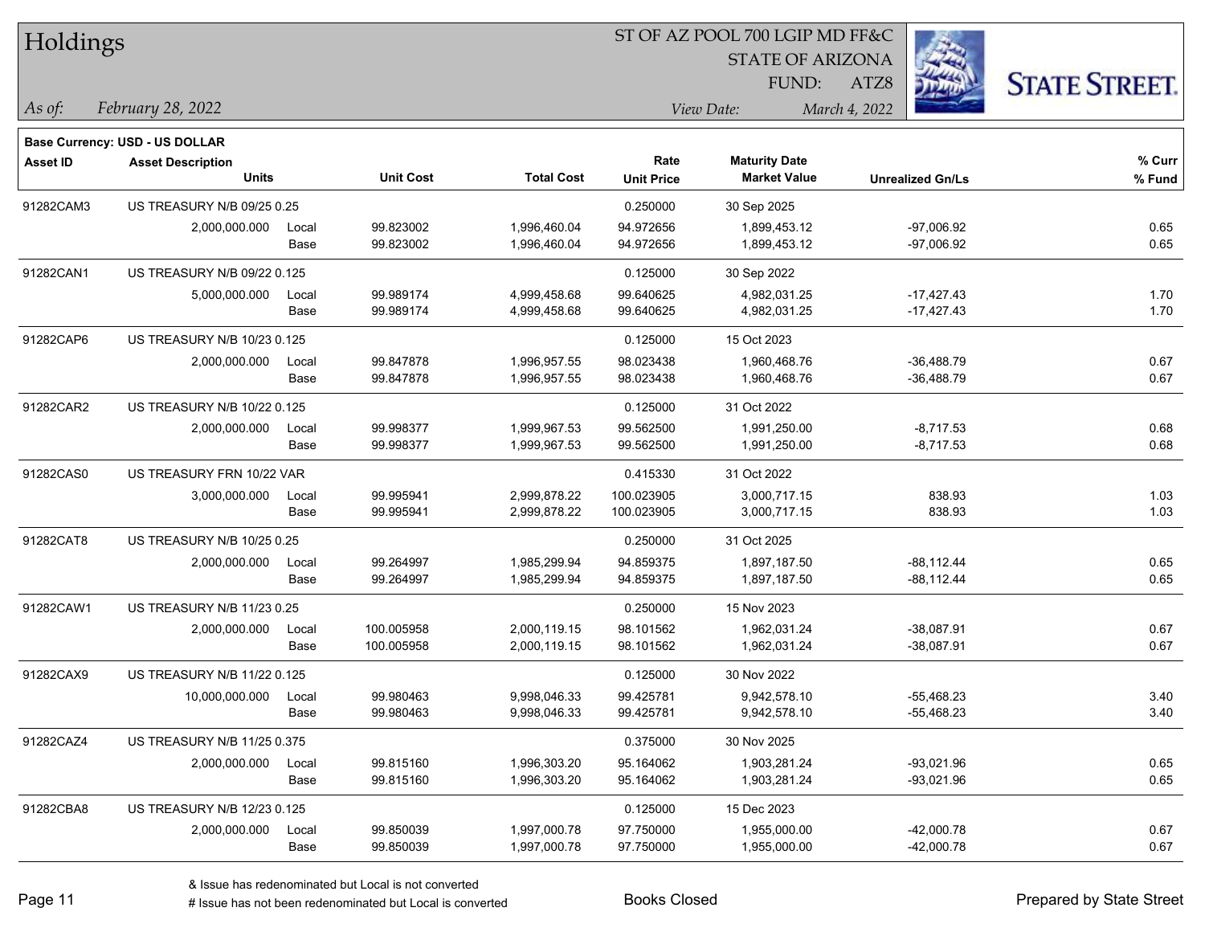# Holdings

ST OF AZ POOL 700 LGIP MD FF&C
STATE OF ARIZONA
FUND: ATZ8

*As of:* *February 28, 2022*

*View Date:* *March 4, 2022*

**Base Currency: USD - US DOLLAR**

| Asset ID | Asset Description / Units | | Unit Cost | Total Cost | Rate / Unit Price | Maturity Date / Market Value | Unrealized Gn/Ls | % Curr / % Fund |
|---|---|---|---|---|---|---|---|---|
| 91282CAM3 | US TREASURY N/B 09/25 0.25 | | | | 0.250000 | 30 Sep 2025 | | |
| | 2,000,000.000 | Local | 99.823002 | 1,996,460.04 | 94.972656 | 1,899,453.12 | -97,006.92 | 0.65 |
| | | Base | 99.823002 | 1,996,460.04 | 94.972656 | 1,899,453.12 | -97,006.92 | 0.65 |
| 91282CAN1 | US TREASURY N/B 09/22 0.125 | | | | 0.125000 | 30 Sep 2022 | | |
| | 5,000,000.000 | Local | 99.989174 | 4,999,458.68 | 99.640625 | 4,982,031.25 | -17,427.43 | 1.70 |
| | | Base | 99.989174 | 4,999,458.68 | 99.640625 | 4,982,031.25 | -17,427.43 | 1.70 |
| 91282CAP6 | US TREASURY N/B 10/23 0.125 | | | | 0.125000 | 15 Oct 2023 | | |
| | 2,000,000.000 | Local | 99.847878 | 1,996,957.55 | 98.023438 | 1,960,468.76 | -36,488.79 | 0.67 |
| | | Base | 99.847878 | 1,996,957.55 | 98.023438 | 1,960,468.76 | -36,488.79 | 0.67 |
| 91282CAR2 | US TREASURY N/B 10/22 0.125 | | | | 0.125000 | 31 Oct 2022 | | |
| | 2,000,000.000 | Local | 99.998377 | 1,999,967.53 | 99.562500 | 1,991,250.00 | -8,717.53 | 0.68 |
| | | Base | 99.998377 | 1,999,967.53 | 99.562500 | 1,991,250.00 | -8,717.53 | 0.68 |
| 91282CAS0 | US TREASURY FRN 10/22 VAR | | | | 0.415330 | 31 Oct 2022 | | |
| | 3,000,000.000 | Local | 99.995941 | 2,999,878.22 | 100.023905 | 3,000,717.15 | 838.93 | 1.03 |
| | | Base | 99.995941 | 2,999,878.22 | 100.023905 | 3,000,717.15 | 838.93 | 1.03 |
| 91282CAT8 | US TREASURY N/B 10/25 0.25 | | | | 0.250000 | 31 Oct 2025 | | |
| | 2,000,000.000 | Local | 99.264997 | 1,985,299.94 | 94.859375 | 1,897,187.50 | -88,112.44 | 0.65 |
| | | Base | 99.264997 | 1,985,299.94 | 94.859375 | 1,897,187.50 | -88,112.44 | 0.65 |
| 91282CAW1 | US TREASURY N/B 11/23 0.25 | | | | 0.250000 | 15 Nov 2023 | | |
| | 2,000,000.000 | Local | 100.005958 | 2,000,119.15 | 98.101562 | 1,962,031.24 | -38,087.91 | 0.67 |
| | | Base | 100.005958 | 2,000,119.15 | 98.101562 | 1,962,031.24 | -38,087.91 | 0.67 |
| 91282CAX9 | US TREASURY N/B 11/22 0.125 | | | | 0.125000 | 30 Nov 2022 | | |
| | 10,000,000.000 | Local | 99.980463 | 9,998,046.33 | 99.425781 | 9,942,578.10 | -55,468.23 | 3.40 |
| | | Base | 99.980463 | 9,998,046.33 | 99.425781 | 9,942,578.10 | -55,468.23 | 3.40 |
| 91282CAZ4 | US TREASURY N/B 11/25 0.375 | | | | 0.375000 | 30 Nov 2025 | | |
| | 2,000,000.000 | Local | 99.815160 | 1,996,303.20 | 95.164062 | 1,903,281.24 | -93,021.96 | 0.65 |
| | | Base | 99.815160 | 1,996,303.20 | 95.164062 | 1,903,281.24 | -93,021.96 | 0.65 |
| 91282CBA8 | US TREASURY N/B 12/23 0.125 | | | | 0.125000 | 15 Dec 2023 | | |
| | 2,000,000.000 | Local | 99.850039 | 1,997,000.78 | 97.750000 | 1,955,000.00 | -42,000.78 | 0.67 |
| | | Base | 99.850039 | 1,997,000.78 | 97.750000 | 1,955,000.00 | -42,000.78 | 0.67 |

& Issue has redenominated but Local is not converted
# Issue has not been redenominated but Local is converted

Books Closed

Prepared by State Street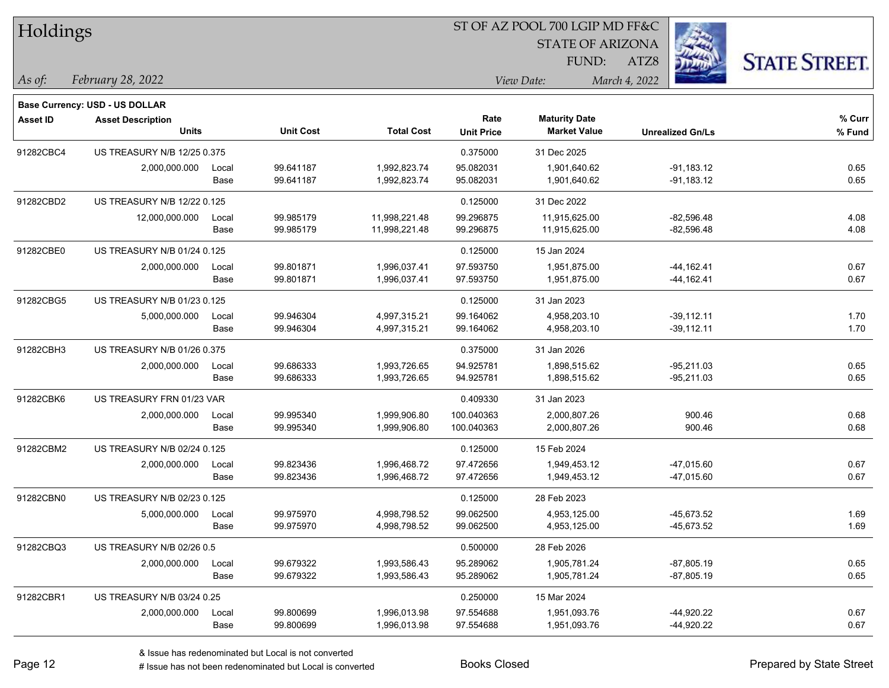# Holdings

ST OF AZ POOL 700 LGIP MD FF&C
STATE OF ARIZONA
FUND: ATZ8

*As of:* *February 28, 2022*

*View Date:* *March 4, 2022*

**Base Currency: USD - US DOLLAR**

| Asset ID | Asset Description / Units | | Unit Cost | Total Cost | Rate / Unit Price | Maturity Date / Market Value | Unrealized Gn/Ls | % Curr / % Fund |
|---|---|---|---|---|---|---|---|---|
| 91282CBC4 | US TREASURY N/B 12/25 0.375 | | | | 0.375000 | 31 Dec 2025 | | |
| | 2,000,000.000 | Local | 99.641187 | 1,992,823.74 | 95.082031 | 1,901,640.62 | -91,183.12 | 0.65 |
| | | Base | 99.641187 | 1,992,823.74 | 95.082031 | 1,901,640.62 | -91,183.12 | 0.65 |
| 91282CBD2 | US TREASURY N/B 12/22 0.125 | | | | 0.125000 | 31 Dec 2022 | | |
| | 12,000,000.000 | Local | 99.985179 | 11,998,221.48 | 99.296875 | 11,915,625.00 | -82,596.48 | 4.08 |
| | | Base | 99.985179 | 11,998,221.48 | 99.296875 | 11,915,625.00 | -82,596.48 | 4.08 |
| 91282CBE0 | US TREASURY N/B 01/24 0.125 | | | | 0.125000 | 15 Jan 2024 | | |
| | 2,000,000.000 | Local | 99.801871 | 1,996,037.41 | 97.593750 | 1,951,875.00 | -44,162.41 | 0.67 |
| | | Base | 99.801871 | 1,996,037.41 | 97.593750 | 1,951,875.00 | -44,162.41 | 0.67 |
| 91282CBG5 | US TREASURY N/B 01/23 0.125 | | | | 0.125000 | 31 Jan 2023 | | |
| | 5,000,000.000 | Local | 99.946304 | 4,997,315.21 | 99.164062 | 4,958,203.10 | -39,112.11 | 1.70 |
| | | Base | 99.946304 | 4,997,315.21 | 99.164062 | 4,958,203.10 | -39,112.11 | 1.70 |
| 91282CBH3 | US TREASURY N/B 01/26 0.375 | | | | 0.375000 | 31 Jan 2026 | | |
| | 2,000,000.000 | Local | 99.686333 | 1,993,726.65 | 94.925781 | 1,898,515.62 | -95,211.03 | 0.65 |
| | | Base | 99.686333 | 1,993,726.65 | 94.925781 | 1,898,515.62 | -95,211.03 | 0.65 |
| 91282CBK6 | US TREASURY FRN 01/23 VAR | | | | 0.409330 | 31 Jan 2023 | | |
| | 2,000,000.000 | Local | 99.995340 | 1,999,906.80 | 100.040363 | 2,000,807.26 | 900.46 | 0.68 |
| | | Base | 99.995340 | 1,999,906.80 | 100.040363 | 2,000,807.26 | 900.46 | 0.68 |
| 91282CBM2 | US TREASURY N/B 02/24 0.125 | | | | 0.125000 | 15 Feb 2024 | | |
| | 2,000,000.000 | Local | 99.823436 | 1,996,468.72 | 97.472656 | 1,949,453.12 | -47,015.60 | 0.67 |
| | | Base | 99.823436 | 1,996,468.72 | 97.472656 | 1,949,453.12 | -47,015.60 | 0.67 |
| 91282CBN0 | US TREASURY N/B 02/23 0.125 | | | | 0.125000 | 28 Feb 2023 | | |
| | 5,000,000.000 | Local | 99.975970 | 4,998,798.52 | 99.062500 | 4,953,125.00 | -45,673.52 | 1.69 |
| | | Base | 99.975970 | 4,998,798.52 | 99.062500 | 4,953,125.00 | -45,673.52 | 1.69 |
| 91282CBQ3 | US TREASURY N/B 02/26 0.5 | | | | 0.500000 | 28 Feb 2026 | | |
| | 2,000,000.000 | Local | 99.679322 | 1,993,586.43 | 95.289062 | 1,905,781.24 | -87,805.19 | 0.65 |
| | | Base | 99.679322 | 1,993,586.43 | 95.289062 | 1,905,781.24 | -87,805.19 | 0.65 |
| 91282CBR1 | US TREASURY N/B 03/24 0.25 | | | | 0.250000 | 15 Mar 2024 | | |
| | 2,000,000.000 | Local | 99.800699 | 1,996,013.98 | 97.554688 | 1,951,093.76 | -44,920.22 | 0.67 |
| | | Base | 99.800699 | 1,996,013.98 | 97.554688 | 1,951,093.76 | -44,920.22 | 0.67 |

& Issue has redenominated but Local is not converted

# Issue has not been redenominated but Local is converted

Books Closed

Prepared by State Street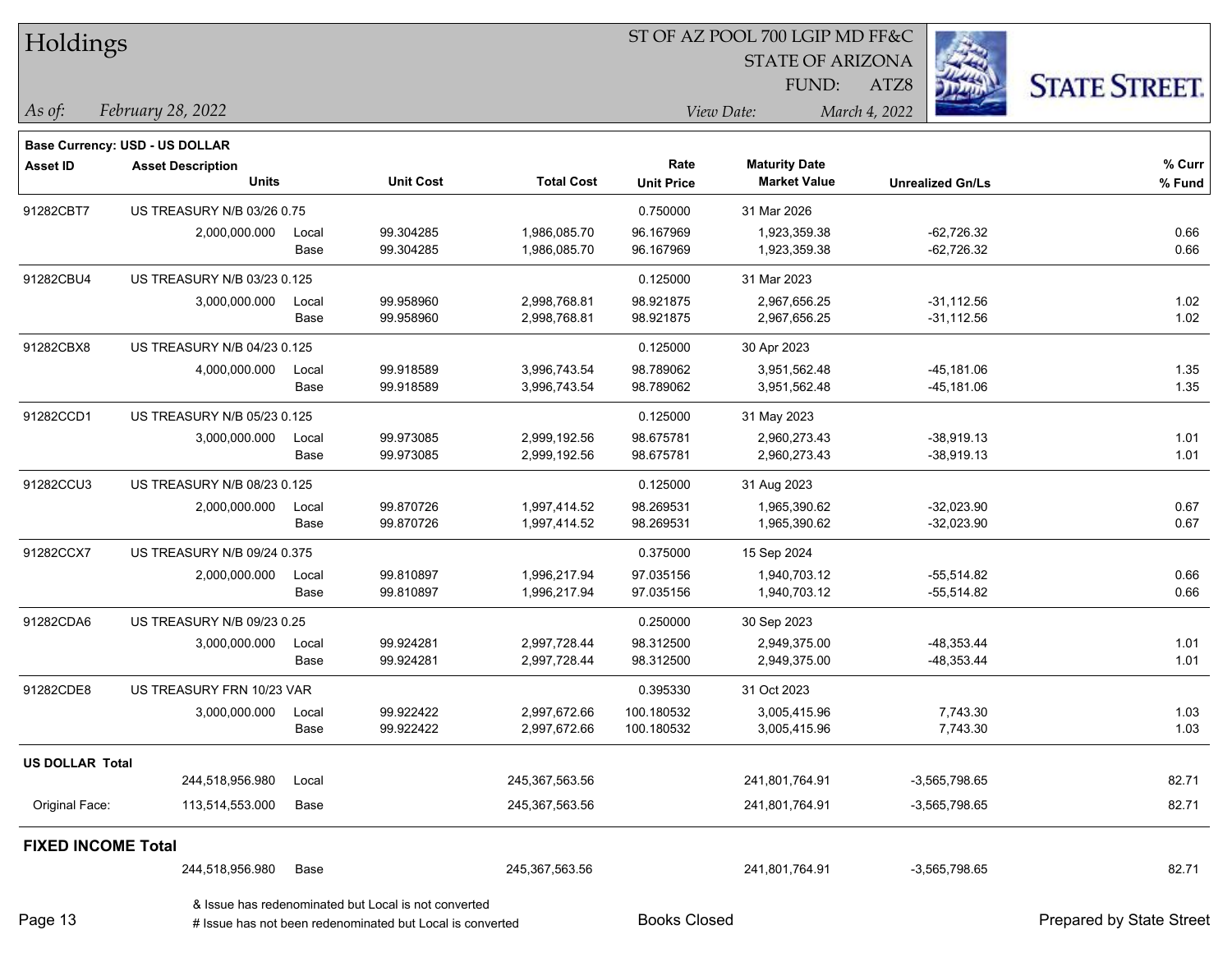# Holdings

ST OF AZ POOL 700 LGIP MD FF&C
STATE OF ARIZONA
FUND: ATZ8

*As of:* *February 28, 2022*
*View Date:* *March 4, 2022*

**Base Currency: USD - US DOLLAR**

| Asset ID | Asset Description / Units | | Unit Cost | Total Cost | Rate / Unit Price | Maturity Date / Market Value | Unrealized Gn/Ls | % Curr / % Fund |
|---|---|---|---|---|---|---|---|---|
| 91282CBT7 | US TREASURY N/B 03/26 0.75 | | | | 0.750000 | 31 Mar 2026 | | |
| | 2,000,000.000 | Local | 99.304285 | 1,986,085.70 | 96.167969 | 1,923,359.38 | -62,726.32 | 0.66 |
| | | Base | 99.304285 | 1,986,085.70 | 96.167969 | 1,923,359.38 | -62,726.32 | 0.66 |
| 91282CBU4 | US TREASURY N/B 03/23 0.125 | | | | 0.125000 | 31 Mar 2023 | | |
| | 3,000,000.000 | Local | 99.958960 | 2,998,768.81 | 98.921875 | 2,967,656.25 | -31,112.56 | 1.02 |
| | | Base | 99.958960 | 2,998,768.81 | 98.921875 | 2,967,656.25 | -31,112.56 | 1.02 |
| 91282CBX8 | US TREASURY N/B 04/23 0.125 | | | | 0.125000 | 30 Apr 2023 | | |
| | 4,000,000.000 | Local | 99.918589 | 3,996,743.54 | 98.789062 | 3,951,562.48 | -45,181.06 | 1.35 |
| | | Base | 99.918589 | 3,996,743.54 | 98.789062 | 3,951,562.48 | -45,181.06 | 1.35 |
| 91282CCD1 | US TREASURY N/B 05/23 0.125 | | | | 0.125000 | 31 May 2023 | | |
| | 3,000,000.000 | Local | 99.973085 | 2,999,192.56 | 98.675781 | 2,960,273.43 | -38,919.13 | 1.01 |
| | | Base | 99.973085 | 2,999,192.56 | 98.675781 | 2,960,273.43 | -38,919.13 | 1.01 |
| 91282CCU3 | US TREASURY N/B 08/23 0.125 | | | | 0.125000 | 31 Aug 2023 | | |
| | 2,000,000.000 | Local | 99.870726 | 1,997,414.52 | 98.269531 | 1,965,390.62 | -32,023.90 | 0.67 |
| | | Base | 99.870726 | 1,997,414.52 | 98.269531 | 1,965,390.62 | -32,023.90 | 0.67 |
| 91282CCX7 | US TREASURY N/B 09/24 0.375 | | | | 0.375000 | 15 Sep 2024 | | |
| | 2,000,000.000 | Local | 99.810897 | 1,996,217.94 | 97.035156 | 1,940,703.12 | -55,514.82 | 0.66 |
| | | Base | 99.810897 | 1,996,217.94 | 97.035156 | 1,940,703.12 | -55,514.82 | 0.66 |
| 91282CDA6 | US TREASURY N/B 09/23 0.25 | | | | 0.250000 | 30 Sep 2023 | | |
| | 3,000,000.000 | Local | 99.924281 | 2,997,728.44 | 98.312500 | 2,949,375.00 | -48,353.44 | 1.01 |
| | | Base | 99.924281 | 2,997,728.44 | 98.312500 | 2,949,375.00 | -48,353.44 | 1.01 |
| 91282CDE8 | US TREASURY FRN 10/23 VAR | | | | 0.395330 | 31 Oct 2023 | | |
| | 3,000,000.000 | Local | 99.922422 | 2,997,672.66 | 100.180532 | 3,005,415.96 | 7,743.30 | 1.03 |
| | | Base | 99.922422 | 2,997,672.66 | 100.180532 | 3,005,415.96 | 7,743.30 | 1.03 |
| **US DOLLAR Total** | | | | | | | | |
| | 244,518,956.980 | Local | | 245,367,563.56 | | 241,801,764.91 | -3,565,798.65 | 82.71 |
| Original Face: | 113,514,553.000 | Base | | 245,367,563.56 | | 241,801,764.91 | -3,565,798.65 | 82.71 |
| **FIXED INCOME Total** | | | | | | | | |
| | 244,518,956.980 | Base | | 245,367,563.56 | | 241,801,764.91 | -3,565,798.65 | 82.71 |

& Issue has redenominated but Local is not converted
# Issue has not been redenominated but Local is converted

Books Closed

Prepared by State Street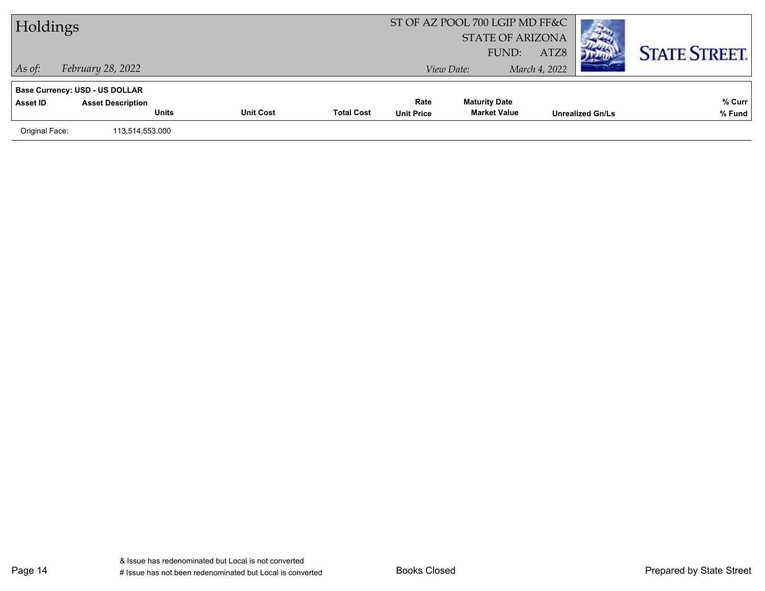| Asset ID | Asset Description / Units | Unit Cost | Total Cost | Rate / Unit Price | Maturity Date / Market Value | Unrealized Gn/Ls | % Curr / % Fund |
| --- | --- | --- | --- | --- | --- | --- | --- |
| Original Face: | 113,514,553.000 | | | | | | |

& Issue has redenominated but Local is not converted

# Issue has not been redenominated but Local is converted

Books Closed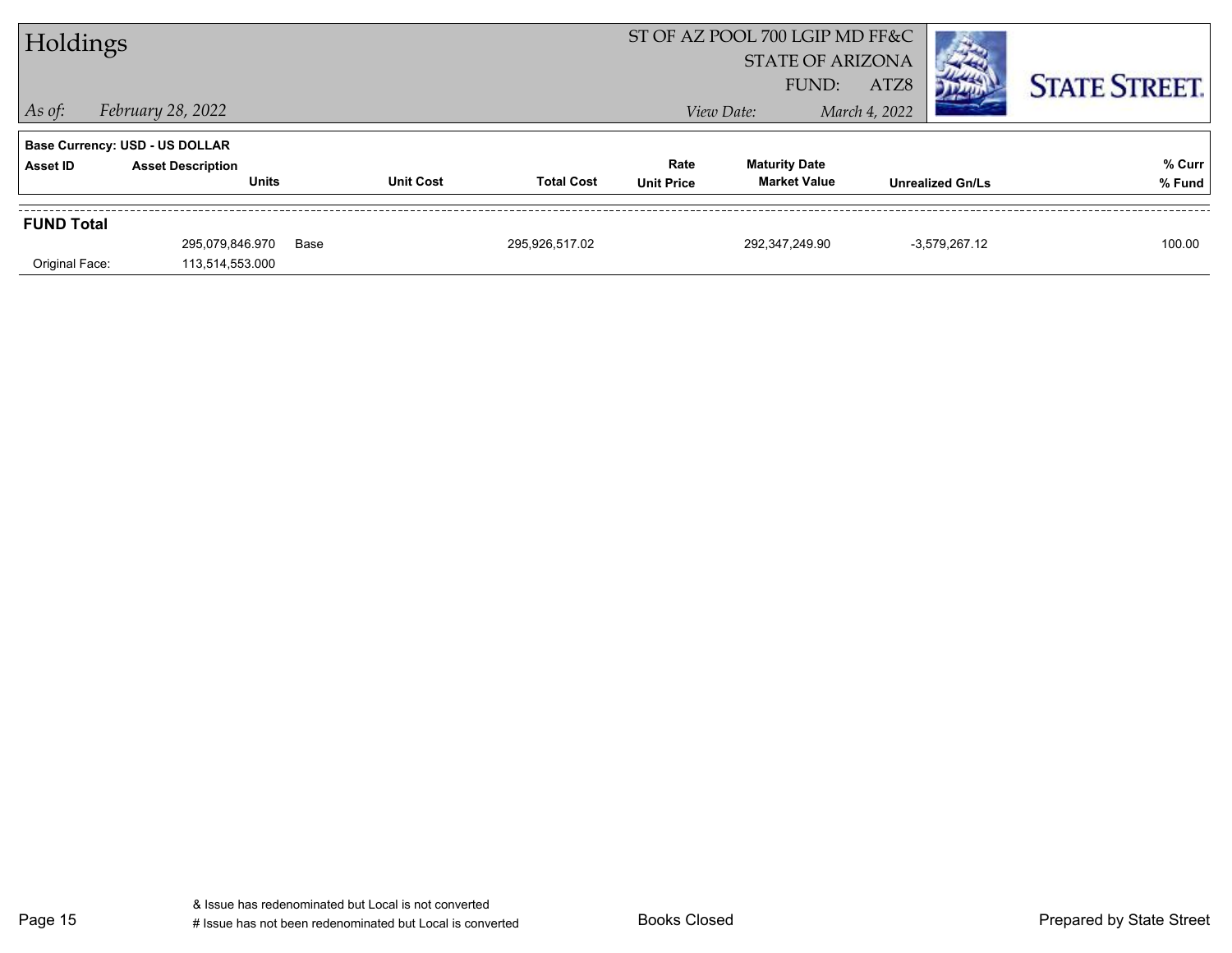# Holdings

ST OF AZ POOL 700 LGIP MD FF&C
STATE OF ARIZONA
FUND: ATZ8

*As of:* *February 28, 2022*

*View Date:* *March 4, 2022*

**Base Currency: USD - US DOLLAR**

| Asset ID | Asset Description / Units | Unit Cost | Total Cost | Rate / Unit Price | Maturity Date / Market Value | Unrealized Gn/Ls | % Curr / % Fund |
|---|---|---|---|---|---|---|---|
| **FUND Total** | | | | | | | |
| | 295,079,846.970 | Base | 295,926,517.02 | | 292,347,249.90 | -3,579,267.12 | 100.00 |
| Original Face: | 113,514,553.000 | | | | | | |

& Issue has redenominated but Local is not converted
# Issue has not been redenominated but Local is converted

Books Closed

Prepared by State Street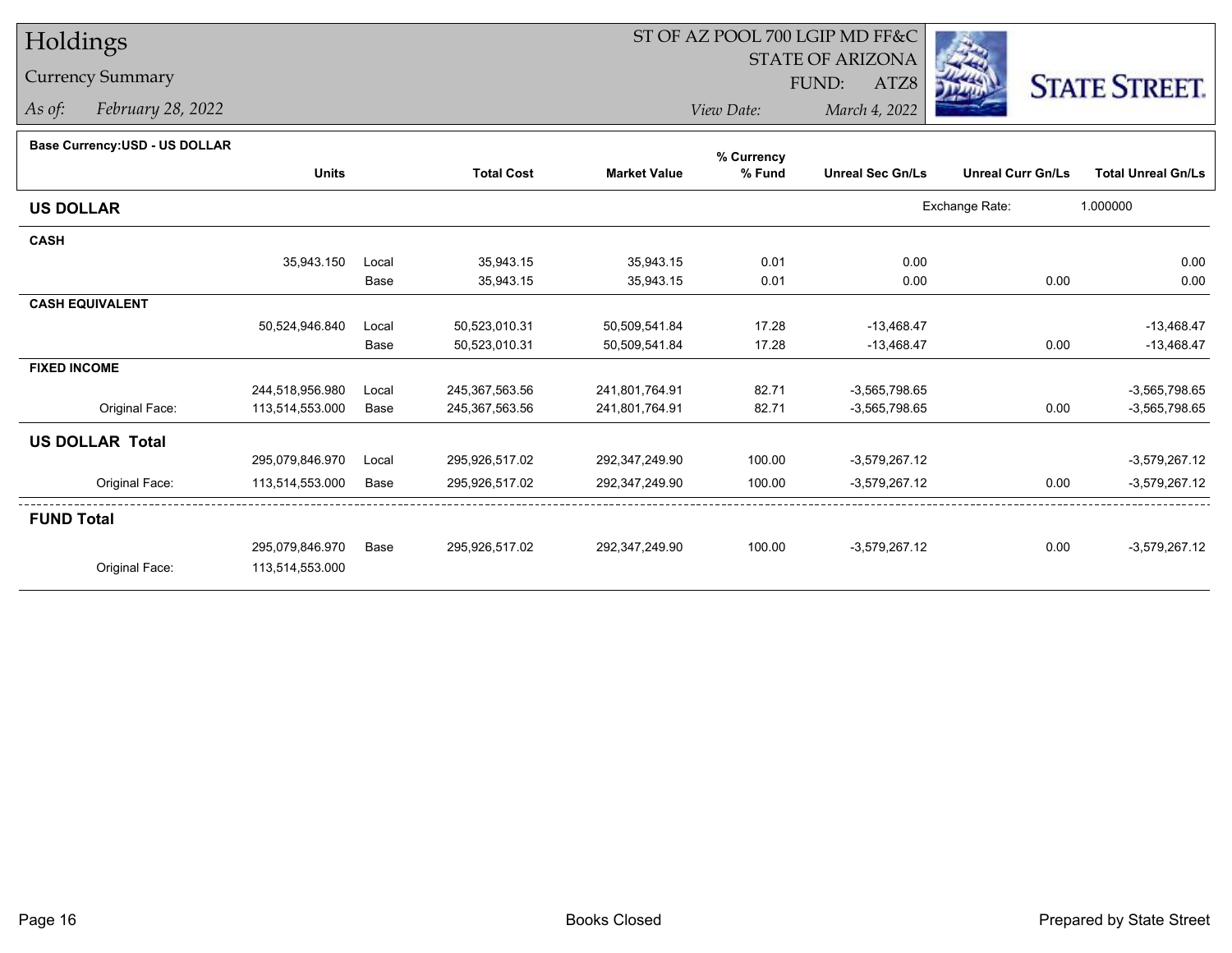# Holdings

Currency Summary

*As of: February 28, 2022*

ST OF AZ POOL 700 LGIP MD FF&C
STATE OF ARIZONA
FUND: ATZ8

*View Date: March 4, 2022*

**Base Currency:USD - US DOLLAR**

| | Units | | Total Cost | Market Value | % Currency % Fund | Unreal Sec Gn/Ls | Unreal Curr Gn/Ls | Total Unreal Gn/Ls |
|---|---|---|---|---|---|---|---|---|
| **US DOLLAR** | | | | | | | Exchange Rate: | 1.000000 |
| **CASH** | | | | | | | | |
| | 35,943.150 | Local | 35,943.15 | 35,943.15 | 0.01 | 0.00 | | 0.00 |
| | | Base | 35,943.15 | 35,943.15 | 0.01 | 0.00 | 0.00 | 0.00 |
| **CASH EQUIVALENT** | | | | | | | | |
| | 50,524,946.840 | Local | 50,523,010.31 | 50,509,541.84 | 17.28 | -13,468.47 | | -13,468.47 |
| | | Base | 50,523,010.31 | 50,509,541.84 | 17.28 | -13,468.47 | 0.00 | -13,468.47 |
| **FIXED INCOME** | | | | | | | | |
| | 244,518,956.980 | Local | 245,367,563.56 | 241,801,764.91 | 82.71 | -3,565,798.65 | | -3,565,798.65 |
| Original Face: | 113,514,553.000 | Base | 245,367,563.56 | 241,801,764.91 | 82.71 | -3,565,798.65 | 0.00 | -3,565,798.65 |
| **US DOLLAR Total** | | | | | | | | |
| | 295,079,846.970 | Local | 295,926,517.02 | 292,347,249.90 | 100.00 | -3,579,267.12 | | -3,579,267.12 |
| Original Face: | 113,514,553.000 | Base | 295,926,517.02 | 292,347,249.90 | 100.00 | -3,579,267.12 | 0.00 | -3,579,267.12 |
| **FUND Total** | | | | | | | | |
| | 295,079,846.970 | Base | 295,926,517.02 | 292,347,249.90 | 100.00 | -3,579,267.12 | 0.00 | -3,579,267.12 |
| Original Face: | 113,514,553.000 | | | | | | | |

Books Closed

Prepared by State Street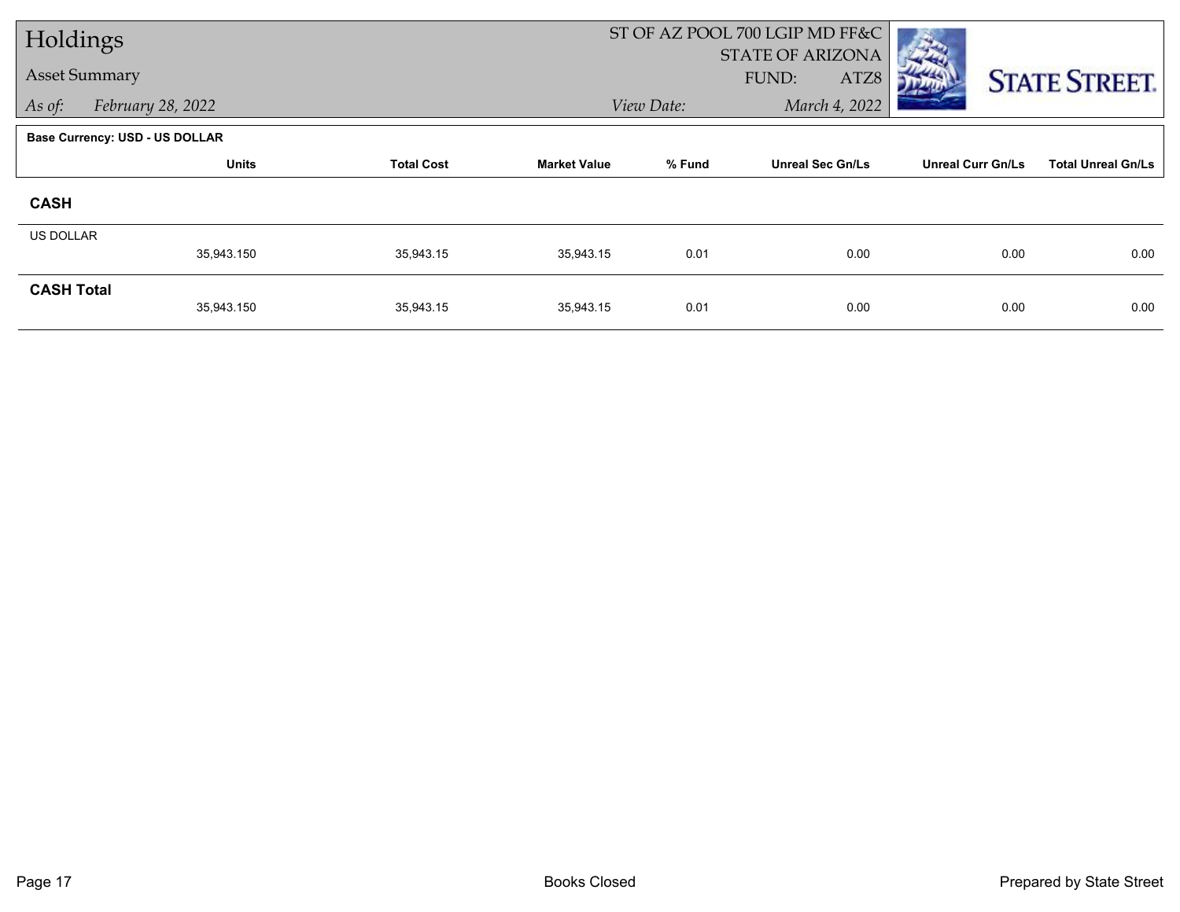# Holdings

Asset Summary

*As of:* February 28, 2022

ST OF AZ POOL 700 LGIP MD FF&C
STATE OF ARIZONA
FUND: ATZ8

*View Date:* March 4, 2022

**Base Currency: USD - US DOLLAR**

| | Units | Total Cost | Market Value | % Fund | Unreal Sec Gn/Ls | Unreal Curr Gn/Ls | Total Unreal Gn/Ls |
|---|---|---|---|---|---|---|---|
| **CASH** | | | | | | | |
| US DOLLAR | 35,943.150 | 35,943.15 | 35,943.15 | 0.01 | 0.00 | 0.00 | 0.00 |
| **CASH Total** | 35,943.150 | 35,943.15 | 35,943.15 | 0.01 | 0.00 | 0.00 | 0.00 |

Books Closed

Prepared by State Street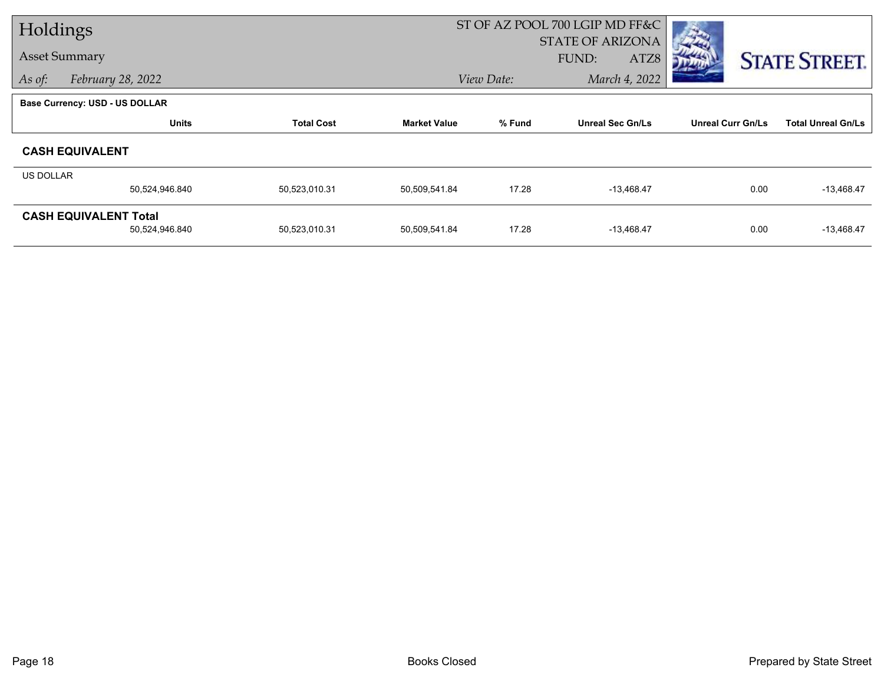# Holdings

## Asset Summary

*As of:* *February 28, 2022*

ST OF AZ POOL 700 LGIP MD FF&C
STATE OF ARIZONA
FUND: ATZ8
*View Date:* *March 4, 2022*

STATE STREET.

**Base Currency: USD - US DOLLAR**

| | Units | Total Cost | Market Value | % Fund | Unreal Sec Gn/Ls | Unreal Curr Gn/Ls | Total Unreal Gn/Ls |
|---|---|---|---|---|---|---|---|
| **CASH EQUIVALENT** | | | | | | | |
| US DOLLAR | 50,524,946.840 | 50,523,010.31 | 50,509,541.84 | 17.28 | -13,468.47 | 0.00 | -13,468.47 |
| **CASH EQUIVALENT Total** | 50,524,946.840 | 50,523,010.31 | 50,509,541.84 | 17.28 | -13,468.47 | 0.00 | -13,468.47 |

Books Closed

Prepared by State Street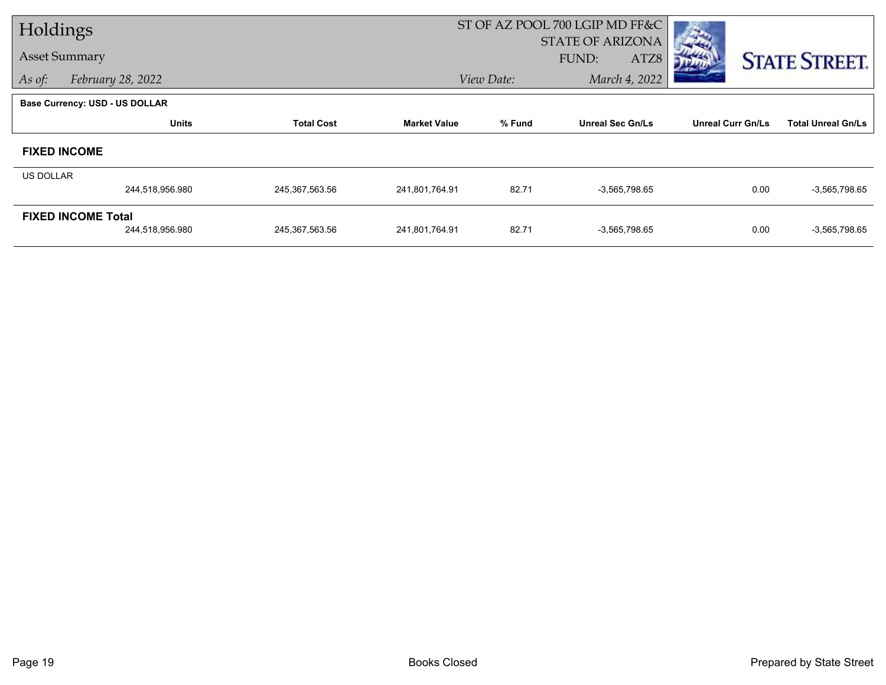# Holdings

Asset Summary

*As of:* *February 28, 2022*

ST OF AZ POOL 700 LGIP MD FF&C
STATE OF ARIZONA
FUND: ATZ8
*View Date:* *March 4, 2022*

**Base Currency: USD - US DOLLAR**

| | Units | Total Cost | Market Value | % Fund | Unreal Sec Gn/Ls | Unreal Curr Gn/Ls | Total Unreal Gn/Ls |
|---|---|---|---|---|---|---|---|
| **FIXED INCOME** | | | | | | | |
| US DOLLAR | 244,518,956.980 | 245,367,563.56 | 241,801,764.91 | 82.71 | -3,565,798.65 | 0.00 | -3,565,798.65 |
| **FIXED INCOME Total** | 244,518,956.980 | 245,367,563.56 | 241,801,764.91 | 82.71 | -3,565,798.65 | 0.00 | -3,565,798.65 |

Books Closed

Prepared by State Street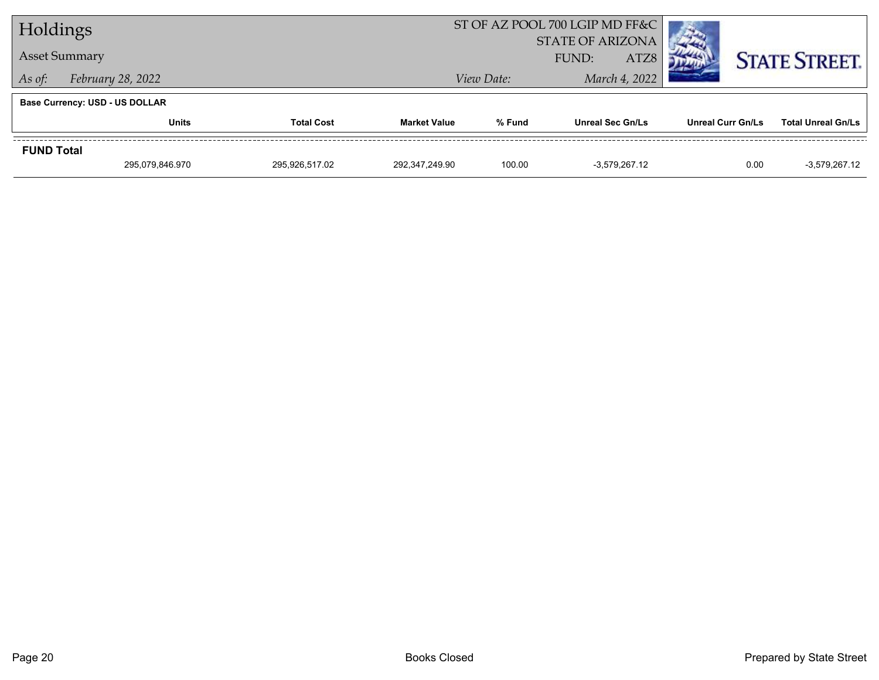# Holdings

Asset Summary

*As of:* *February 28, 2022*

ST OF AZ POOL 700 LGIP MD FF&C
STATE OF ARIZONA
FUND: ATZ8

*View Date:* *March 4, 2022*

**Base Currency: USD - US DOLLAR**

| | Units | Total Cost | Market Value | % Fund | Unreal Sec Gn/Ls | Unreal Curr Gn/Ls | Total Unreal Gn/Ls |
|---|---|---|---|---|---|---|---|
| **FUND Total** | | | | | | | |
| | 295,079,846.970 | 295,926,517.02 | 292,347,249.90 | 100.00 | -3,579,267.12 | 0.00 | -3,579,267.12 |

Books Closed

Prepared by State Street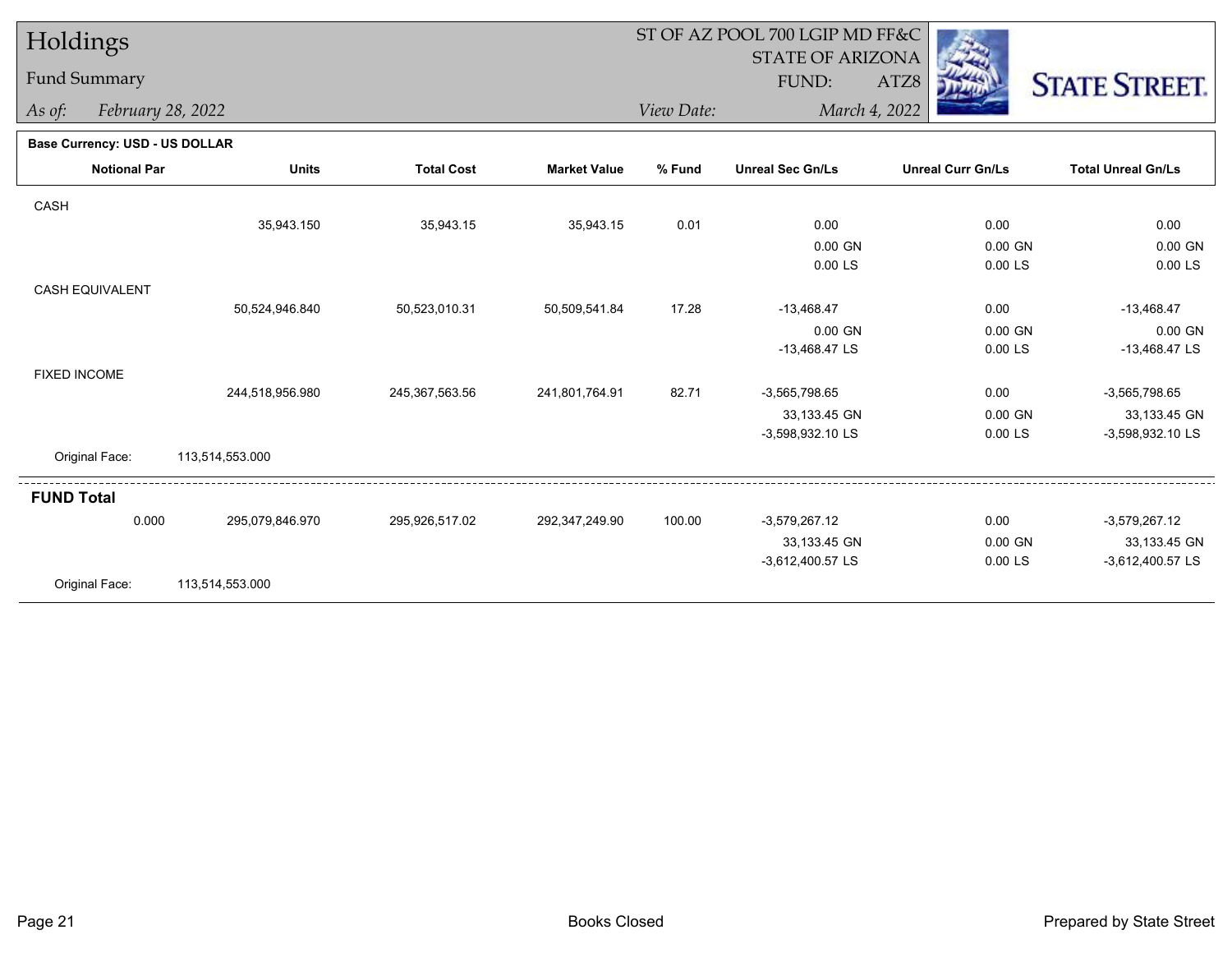# Holdings

Fund Summary

*As of:* *February 28, 2022*

ST OF AZ POOL 700 LGIP MD FF&C
STATE OF ARIZONA
FUND: ATZ8

*View Date:* *March 4, 2022*

STATE STREET.

**Base Currency: USD - US DOLLAR**

| Notional Par | Units | Total Cost | Market Value | % Fund | Unreal Sec Gn/Ls | Unreal Curr Gn/Ls | Total Unreal Gn/Ls |
|---|---|---|---|---|---|---|---|
| CASH | | | | | | | |
| | 35,943.150 | 35,943.15 | 35,943.15 | 0.01 | 0.00 | 0.00 | 0.00 |
| | | | | | 0.00 GN | 0.00 GN | 0.00 GN |
| | | | | | 0.00 LS | 0.00 LS | 0.00 LS |
| CASH EQUIVALENT | | | | | | | |
| | 50,524,946.840 | 50,523,010.31 | 50,509,541.84 | 17.28 | -13,468.47 | 0.00 | -13,468.47 |
| | | | | | 0.00 GN | 0.00 GN | 0.00 GN |
| | | | | | -13,468.47 LS | 0.00 LS | -13,468.47 LS |
| FIXED INCOME | | | | | | | |
| | 244,518,956.980 | 245,367,563.56 | 241,801,764.91 | 82.71 | -3,565,798.65 | 0.00 | -3,565,798.65 |
| | | | | | 33,133.45 GN | 0.00 GN | 33,133.45 GN |
| | | | | | -3,598,932.10 LS | 0.00 LS | -3,598,932.10 LS |
| Original Face: | 113,514,553.000 | | | | | | |
| **FUND Total** | | | | | | | |
| 0.000 | 295,079,846.970 | 295,926,517.02 | 292,347,249.90 | 100.00 | -3,579,267.12 | 0.00 | -3,579,267.12 |
| | | | | | 33,133.45 GN | 0.00 GN | 33,133.45 GN |
| | | | | | -3,612,400.57 LS | 0.00 LS | -3,612,400.57 LS |
| Original Face: | 113,514,553.000 | | | | | | |

Books Closed

Prepared by State Street